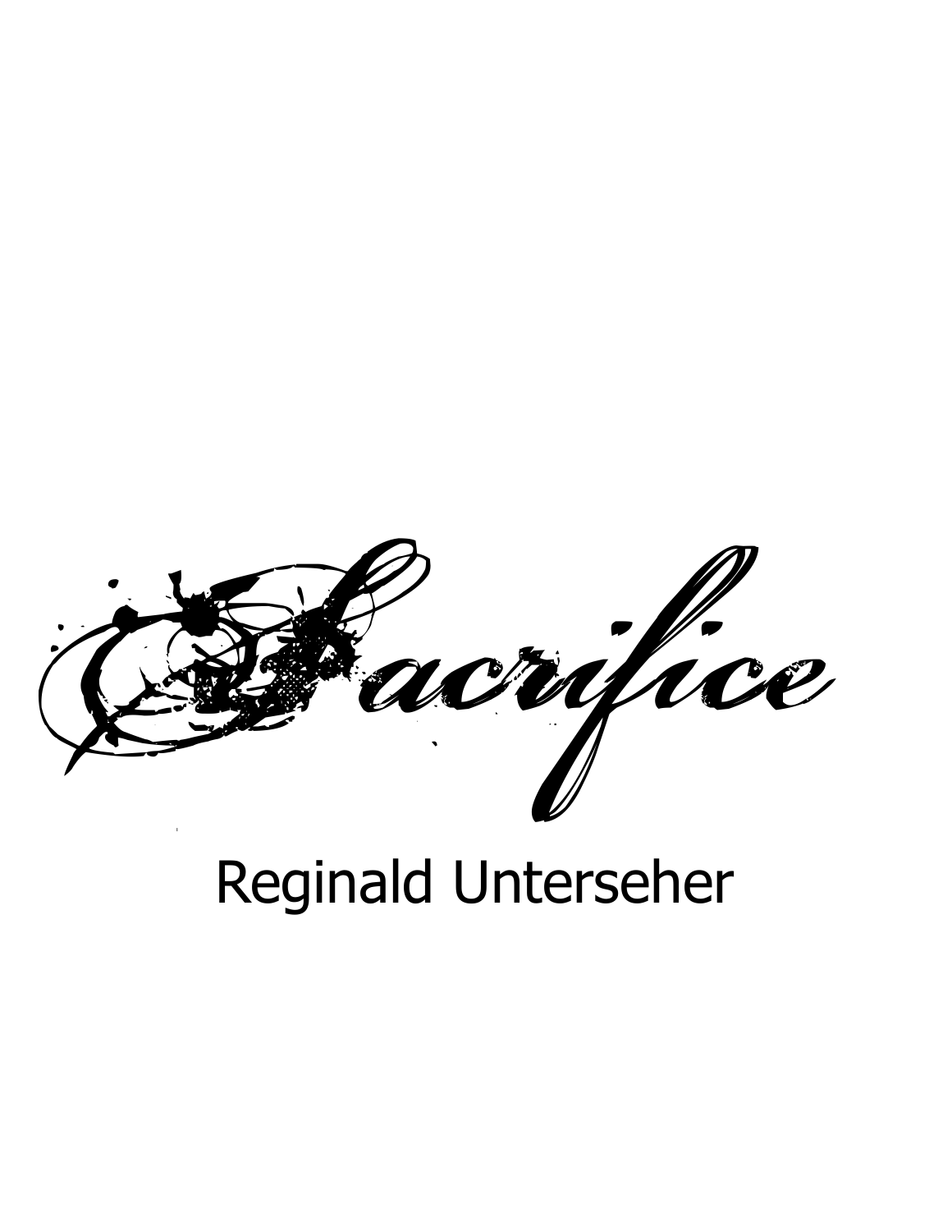# Sacrifice

Reginald Unterseher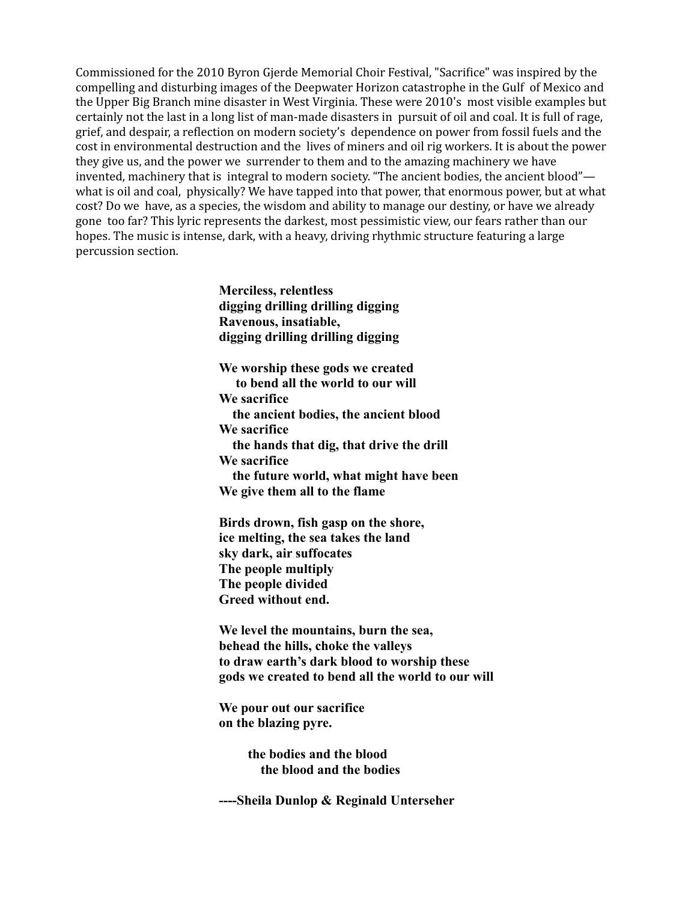Commissioned for the 2010 Byron Gjerde Memorial Choir Festival, "Sacrifice" was inspired by the compelling and disturbing images of the Deepwater Horizon catastrophe in the Gulf of Mexico and the Upper Big Branch mine disaster in West Virginia. These were 2010's most visible examples but certainly not the last in a long list of man-made disasters in pursuit of oil and coal. It is full of rage, grief, and despair, a reflection on modern society's dependence on power from fossil fuels and the cost in environmental destruction and the lives of miners and oil rig workers. It is about the power they give us, and the power we surrender to them and to the amazing machinery we have invented, machinery that is integral to modern society. "The ancient bodies, the ancient blood"—what is oil and coal, physically? We have tapped into that power, that enormous power, but at what cost? Do we have, as a species, the wisdom and ability to manage our destiny, or have we already gone too far? This lyric represents the darkest, most pessimistic view, our fears rather than our hopes. The music is intense, dark, with a heavy, driving rhythmic structure featuring a large percussion section.

**Merciless, relentless**
**digging drilling drilling digging**
**Ravenous, insatiable,**
**digging drilling drilling digging**

**We worship these gods we created**
**to bend all the world to our will**
**We sacrifice**
**the ancient bodies, the ancient blood**
**We sacrifice**
**the hands that dig, that drive the drill**
**We sacrifice**
**the future world, what might have been**
**We give them all to the flame**

**Birds drown, fish gasp on the shore,**
**ice melting, the sea takes the land**
**sky dark, air suffocates**
**The people multiply**
**The people divided**
**Greed without end.**

**We level the mountains, burn the sea,**
**behead the hills, choke the valleys**
**to draw earth's dark blood to worship these**
**gods we created to bend all the world to our will**

**We pour out our sacrifice**
**on the blazing pyre.**

**the bodies and the blood**
**the blood and the bodies**

**----Sheila Dunlop & Reginald Unterseher**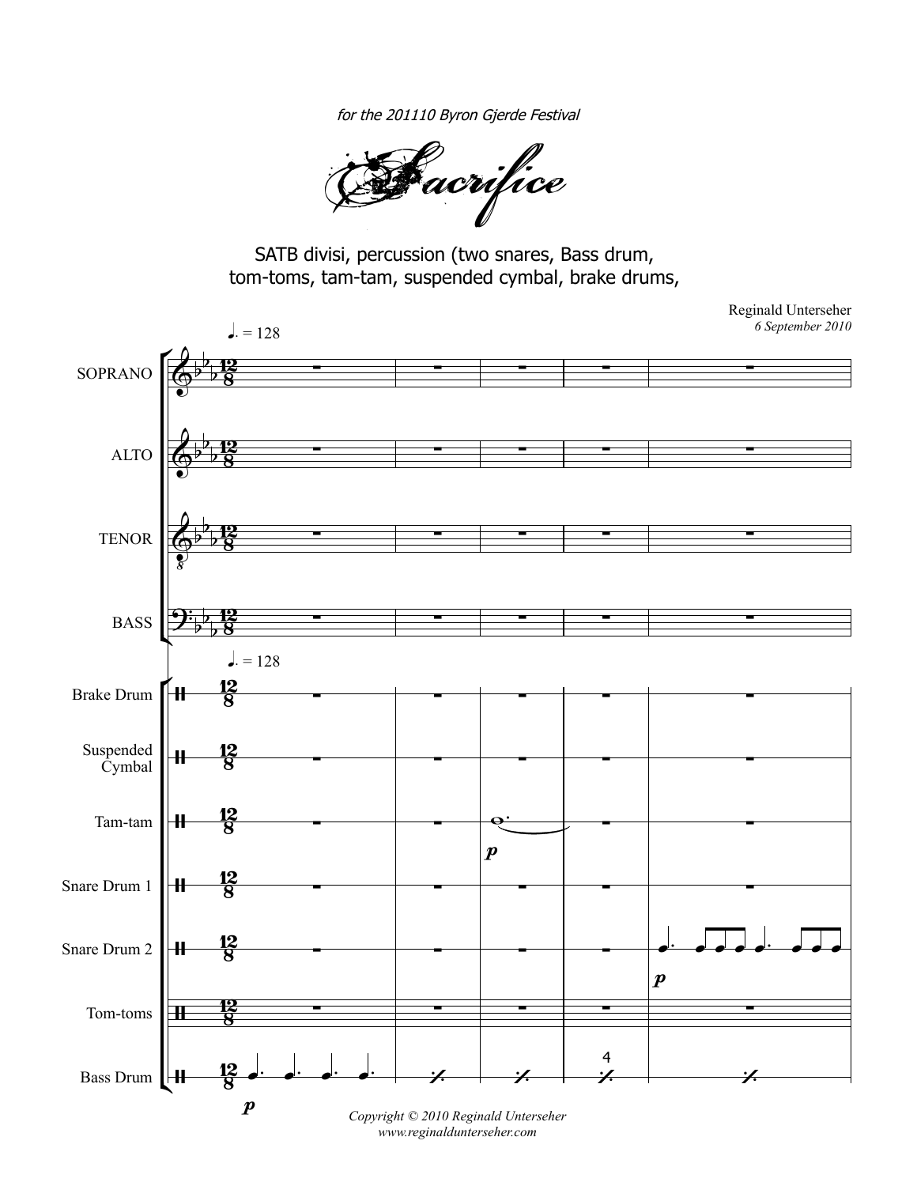*for the 201110 Byron Gjerde Festival*

# Sacrifice

SATB divisi, percussion (two snares, Bass drum, tom-toms, tam-tam, suspended cymbal, brake drums,

Reginald Unterseher
*6 September 2010*

*Copyright © 2010 Reginald Unterseher*
*www.reginaldunterseher.com*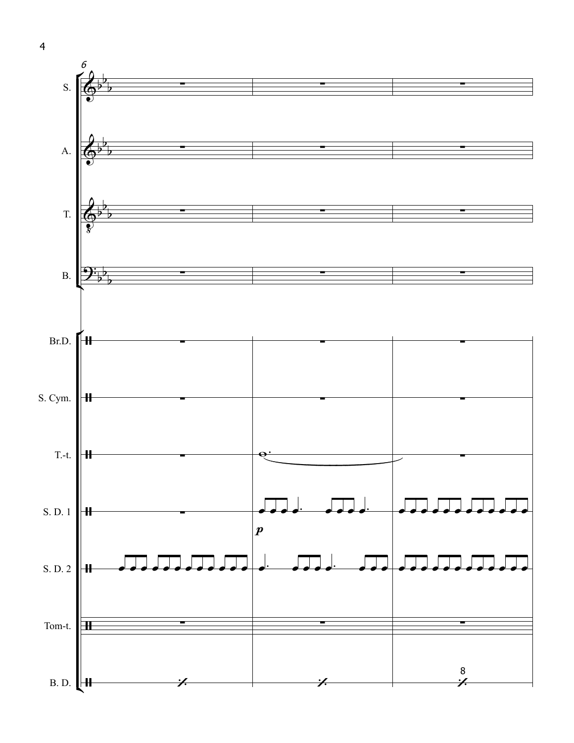6

S.

A.

T.

B.

Br.D.

S. Cym.

T.-t.

S. D. 1

*p*

S. D. 2

Tom-t.

B. D.

8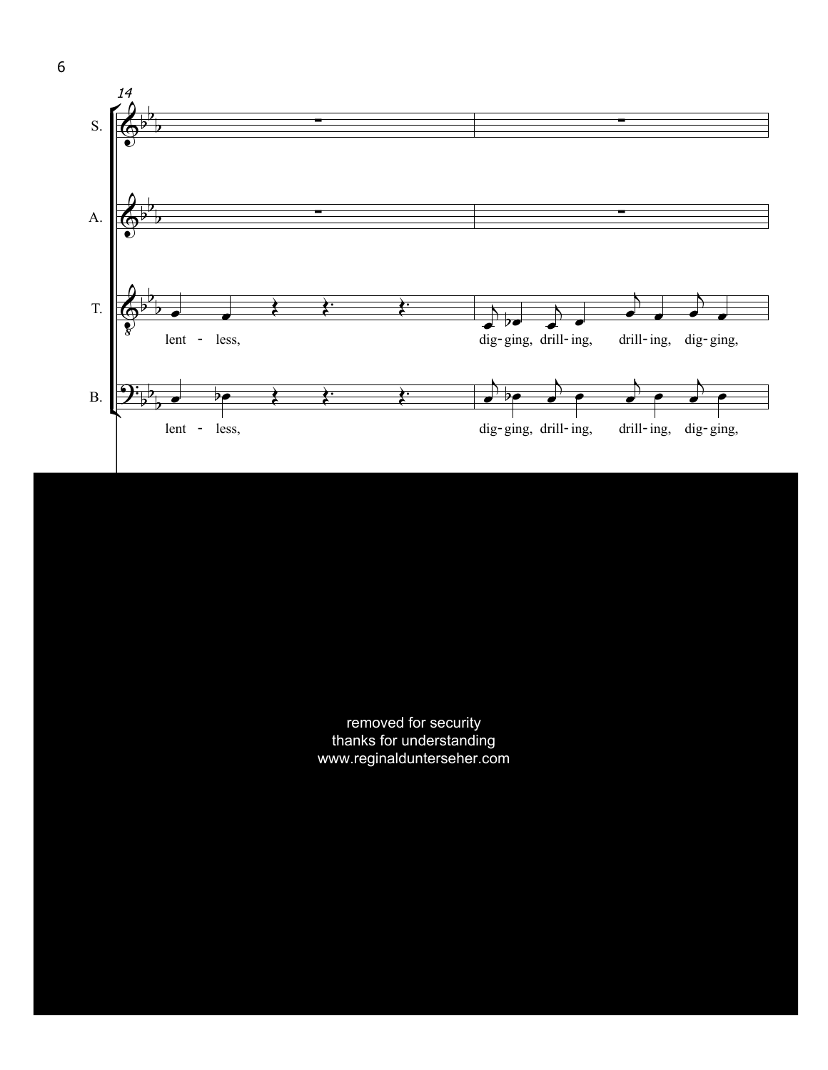14

S.

A.

T. lent - less, dig- ging, drill- ing, drill- ing, dig- ging,

B. lent - less, dig- ging, drill- ing, drill- ing, dig- ging,

removed for security
thanks for understanding
www.reginaldunterseher.com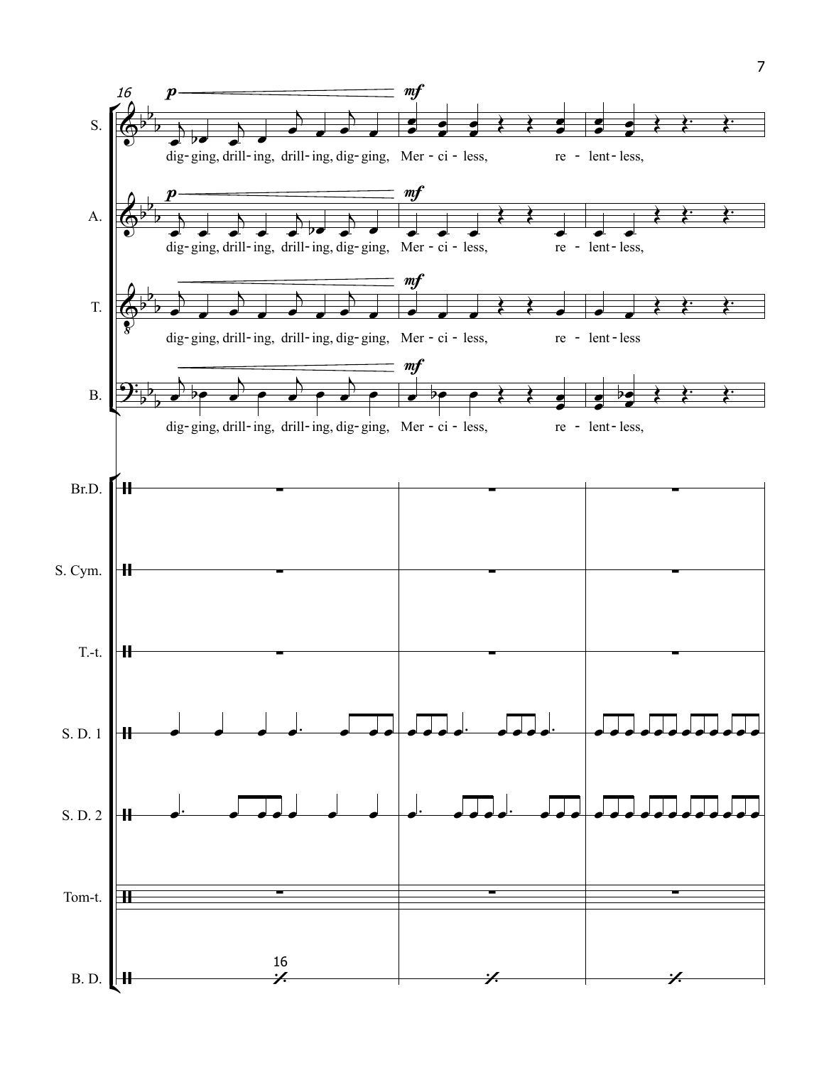S.
dig- ging, drill- ing, drill- ing, dig- ging, Mer - ci - less, re - lent- less,

A.
dig- ging, drill- ing, drill- ing, dig- ging, Mer - ci - less, re - lent- less,

T.
dig- ging, drill- ing, drill- ing, dig- ging, Mer - ci - less, re - lent- less

B.
dig- ging, drill- ing, drill- ing, dig- ging, Mer - ci - less, re - lent- less,

Br.D.

S. Cym.

T.-t.

S. D. 1

S. D. 2

Tom-t.

B. D.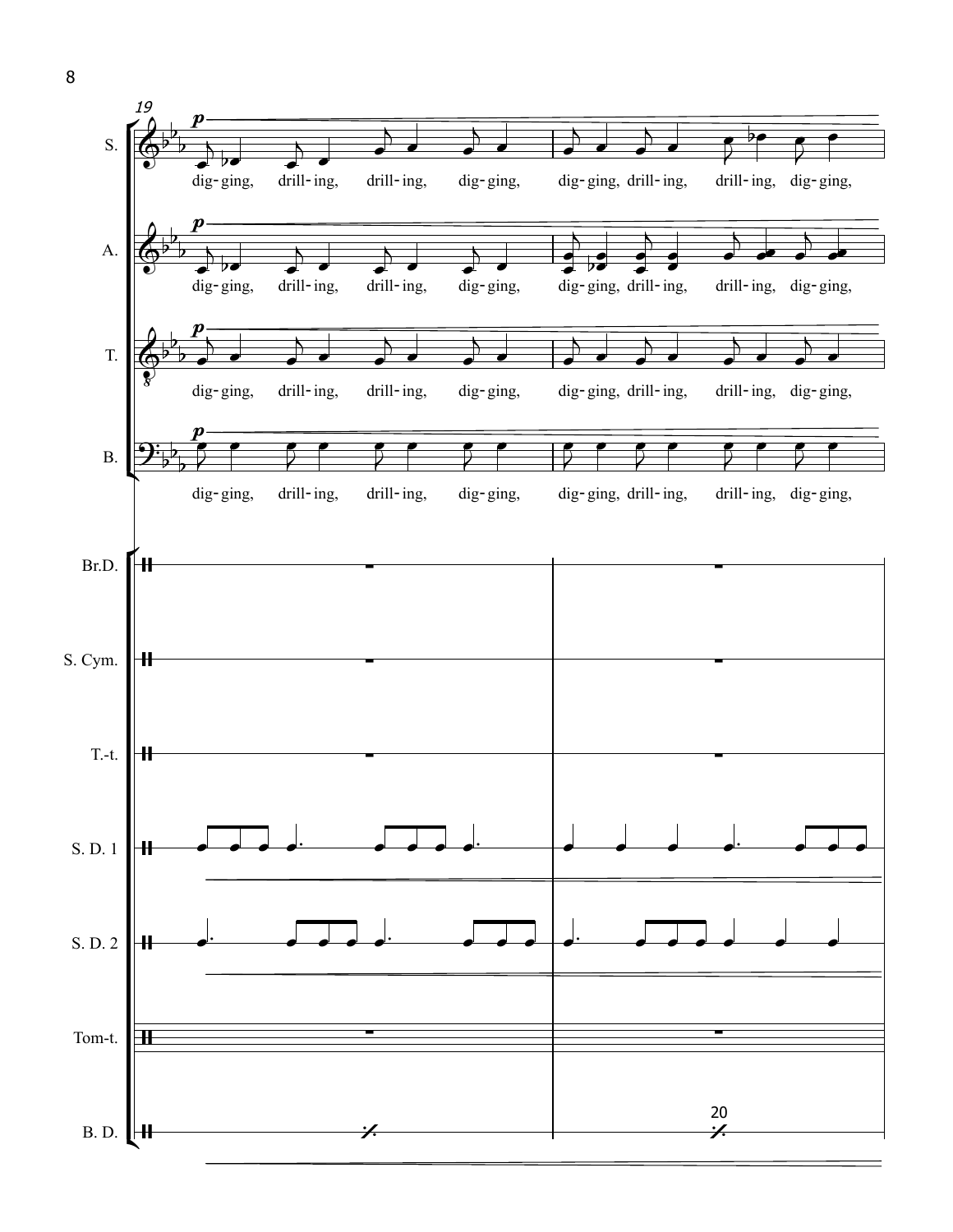19

**S.** *p*
dig-ging, drill-ing, drill-ing, dig-ging, dig-ging, drill-ing, drill-ing, dig-ging,

**A.** *p*
dig-ging, drill-ing, drill-ing, dig-ging, dig-ging, drill-ing, drill-ing, dig-ging,

**T.** *p*
dig-ging, drill-ing, drill-ing, dig-ging, dig-ging, drill-ing, drill-ing, dig-ging,

**B.** *p*
dig-ging, drill-ing, drill-ing, dig-ging, dig-ging, drill-ing, drill-ing, dig-ging,

Br.D.

S. Cym.

T.-t.

S. D. 1

S. D. 2

Tom-t.

B. D.

20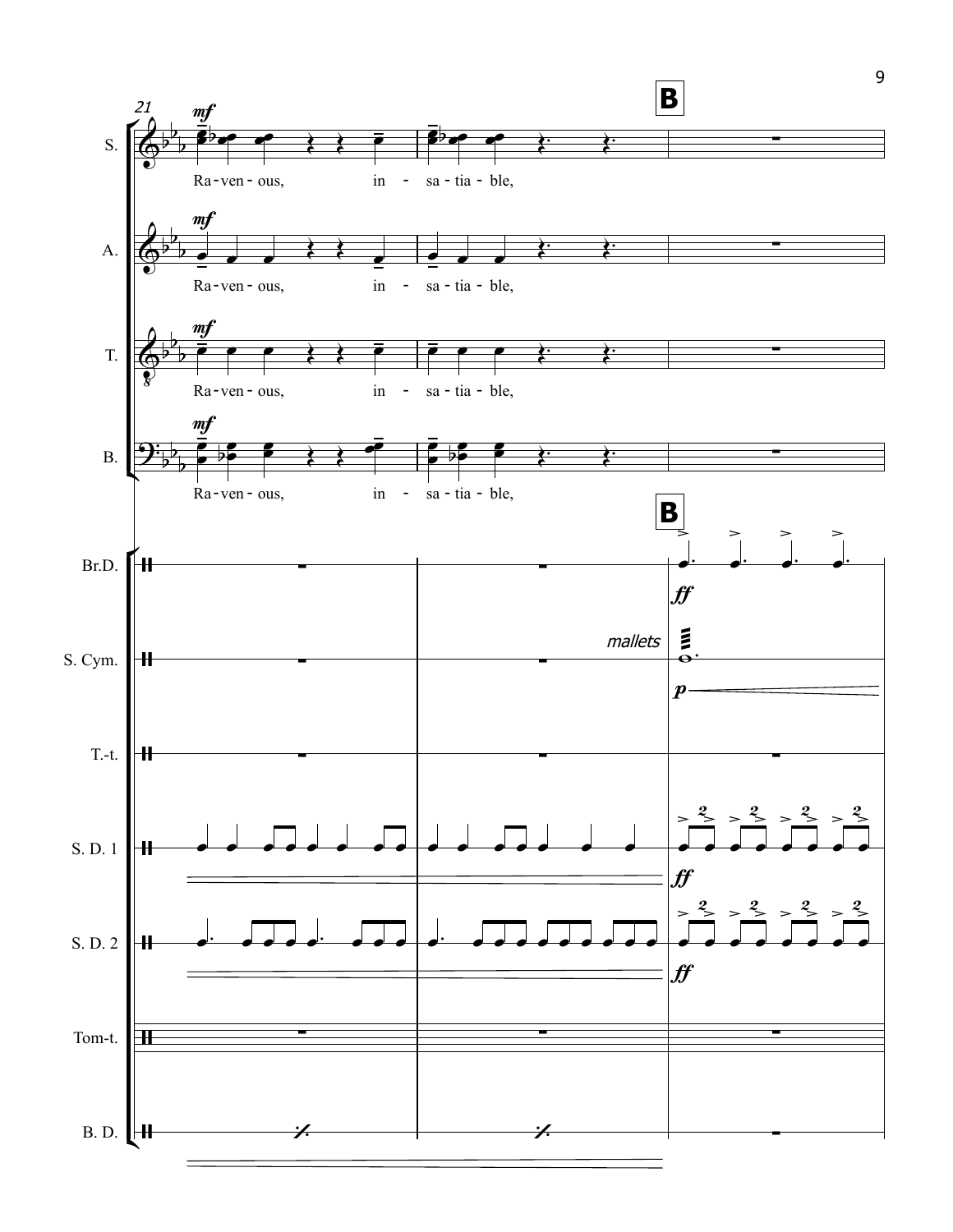**B**

Ra-ven-ous, in-sa-tia-ble,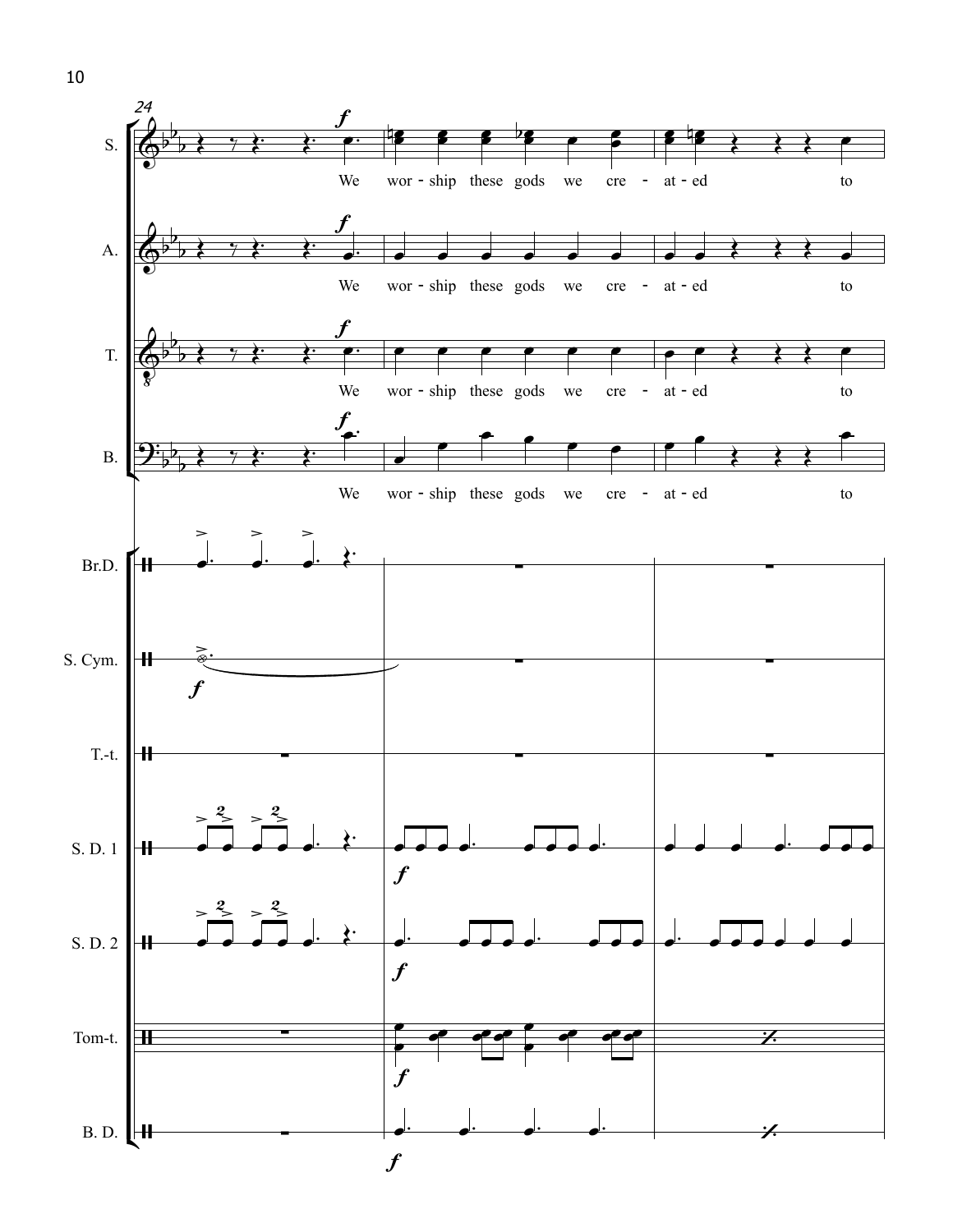We worship these gods we cre - at - ed to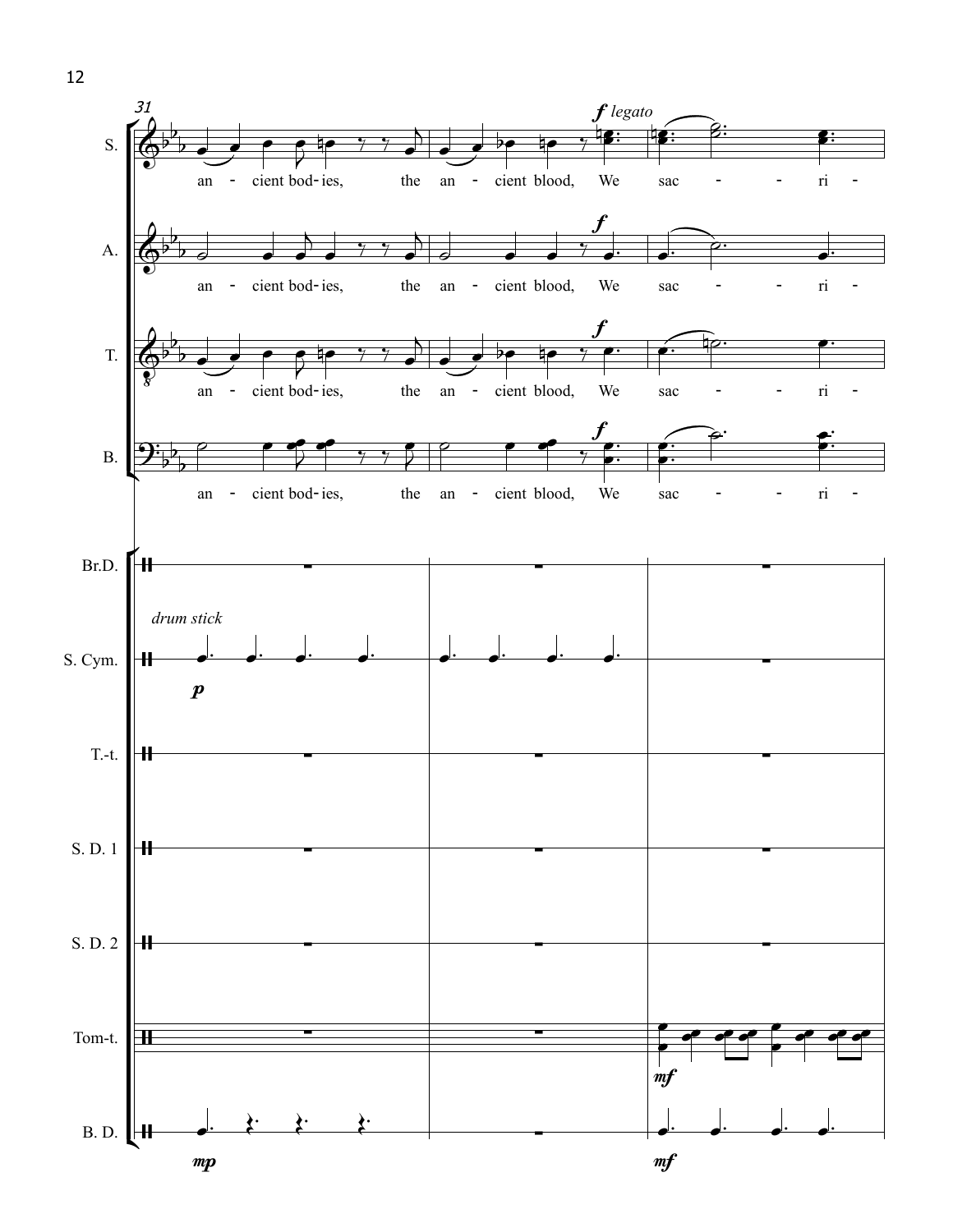31

S. an - cient bod - ies, the an - cient blood, We sac - - ri -

*f legato*

A. an - cient bod - ies, the an - cient blood, We sac - - ri -

*f*

T. an - cient bod - ies, the an - cient blood, We sac - - ri -

*f*

B. an - cient bod - ies, the an - cient blood, We sac - - ri -

*f*

Br.D.

S. Cym.

*drum stick*

*p*

T.-t.

S. D. 1

S. D. 2

Tom-t.

*mf*

B. D.

*mp*

*mf*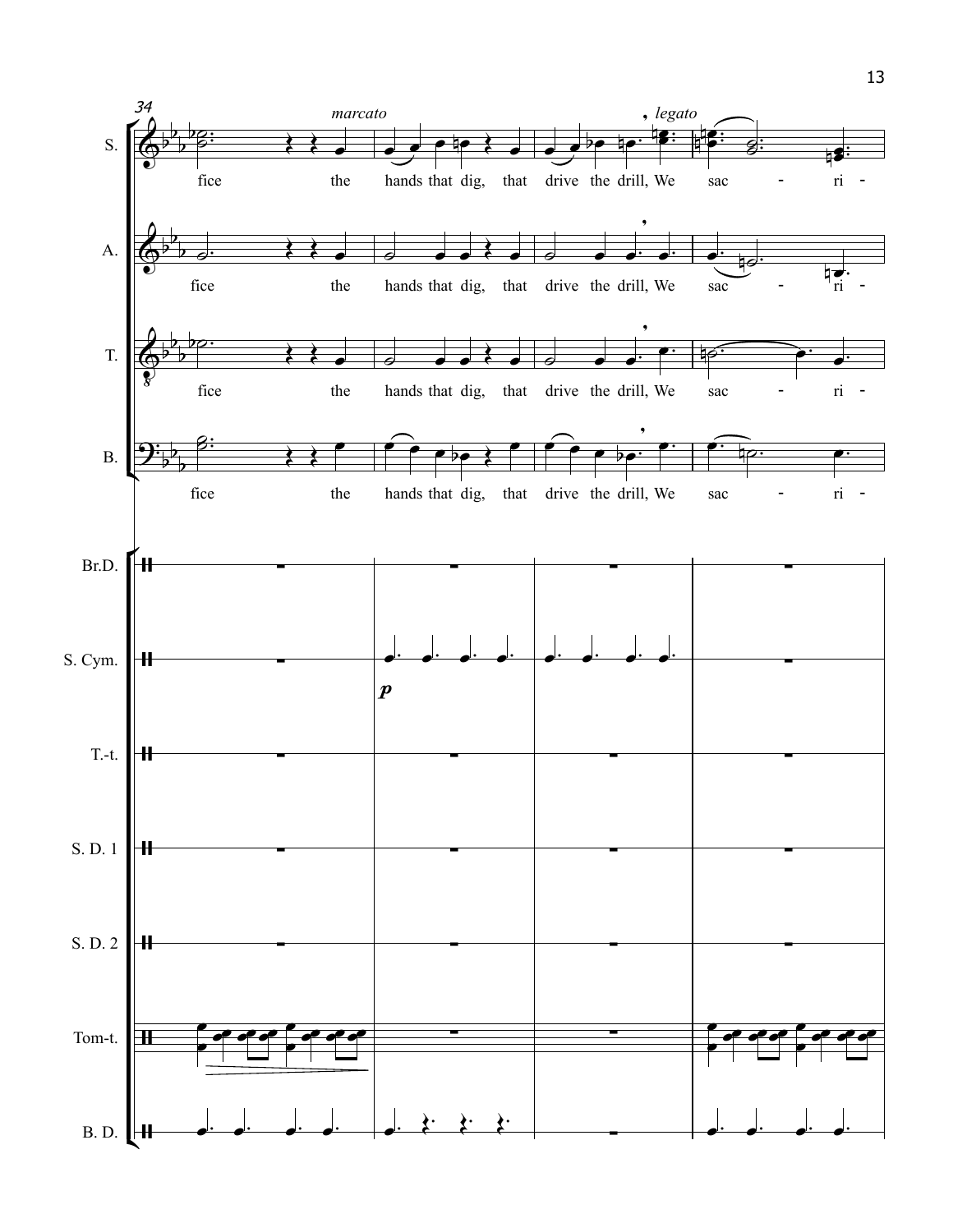34

*marcato* — *legato*

S.: fice the hands that dig, that drive the drill, We sac - ri -

A.: fice the hands that dig, that drive the drill, We sac - ri -

T.: fice the hands that dig, that drive the drill, We sac - ri -

B.: fice the hands that dig, that drive the drill, We sac - ri -

Br.D.

S. Cym. ***p***

T.-t.

S. D. 1

S. D. 2

Tom-t.

B. D.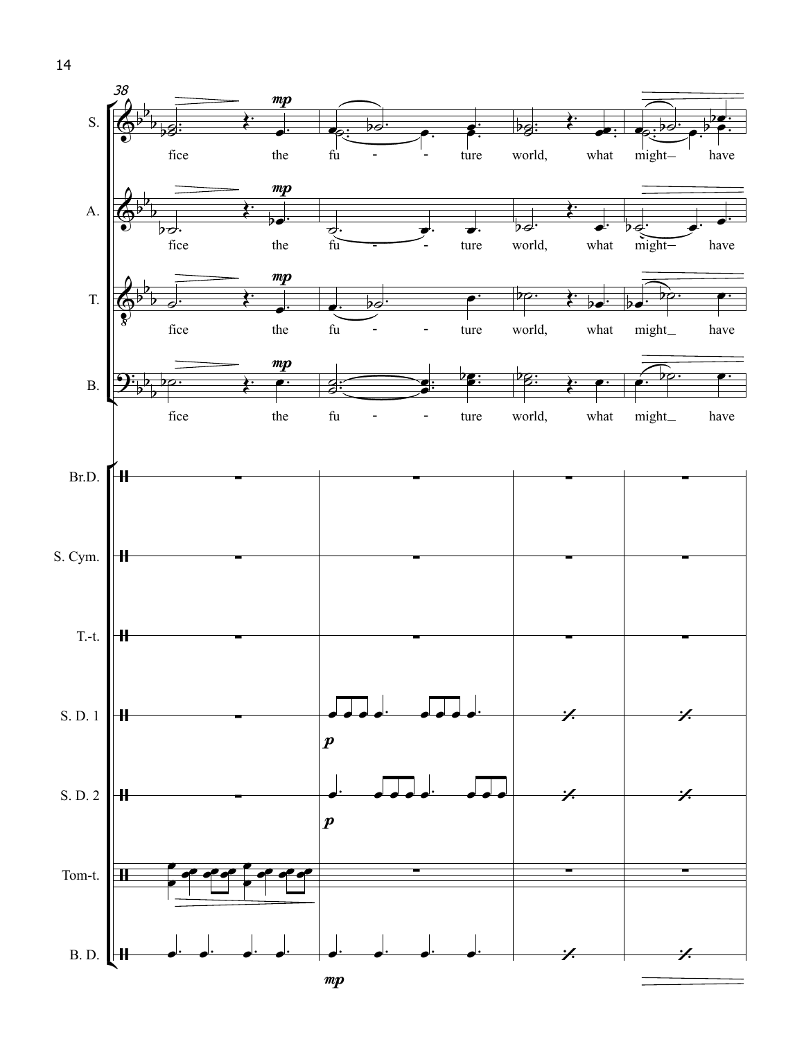38

S. — fice the fu - - ture world, what might_ have

A. — fice the fu - - ture world, what might_ have

T. — fice the fu - - ture world, what might_ have

B. — fice the fu - - ture world, what might_ have

Br.D.

S. Cym.

T.-t.

S. D. 1

S. D. 2

Tom-t.

B. D.

*mp* *p* *p* *mp*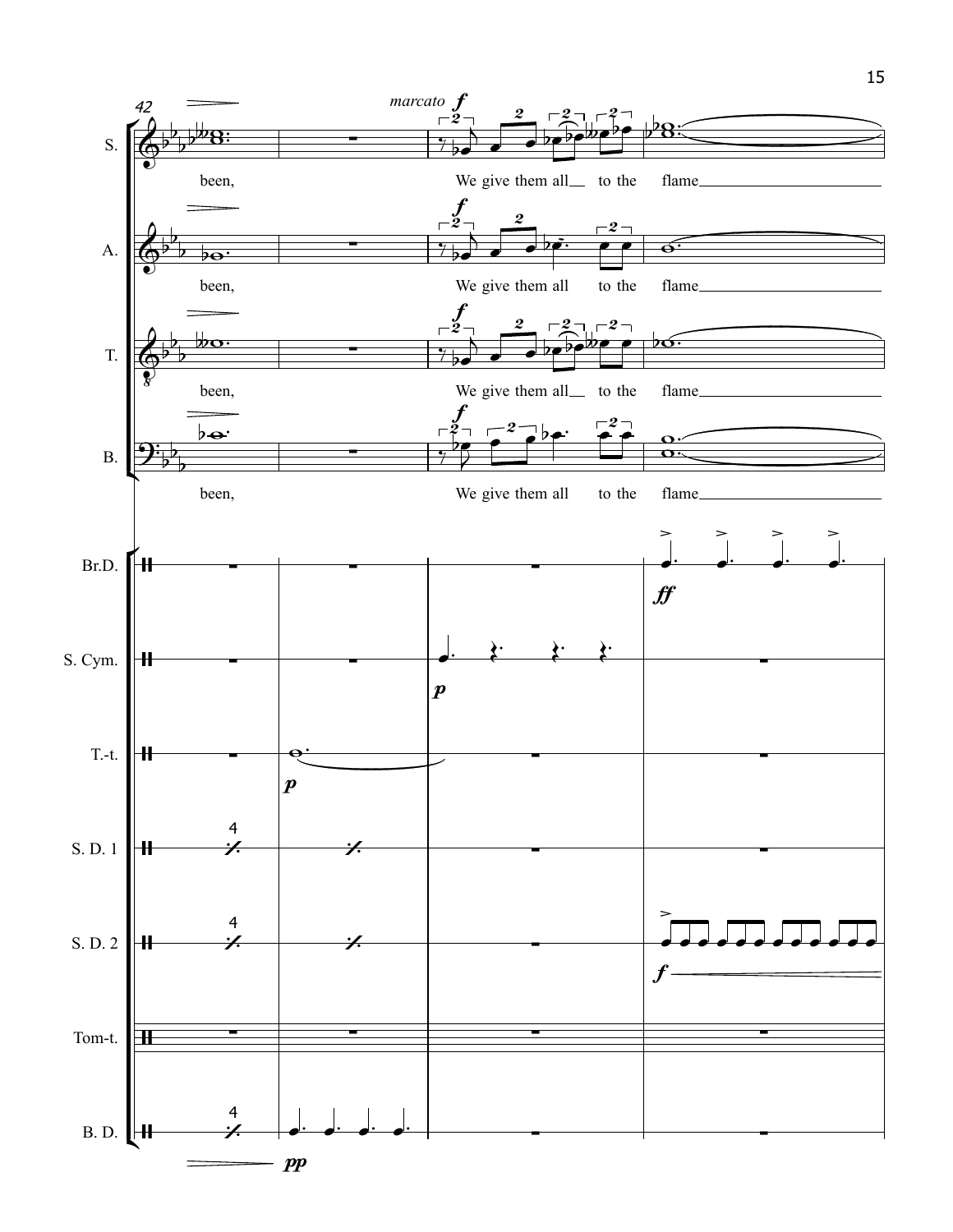42

*marcato* ***f***

S. — been, We give them all__ to the flame________________

A. — been, We give them all to the flame________________

T. — been, We give them all__ to the flame________________

B. — been, We give them all to the flame________________

Br.D. — ***ff***

S. Cym. — ***p***

T.-t. — ***p***

S. D. 1

S. D. 2 — ***f***

Tom-t.

B. D. — ***pp***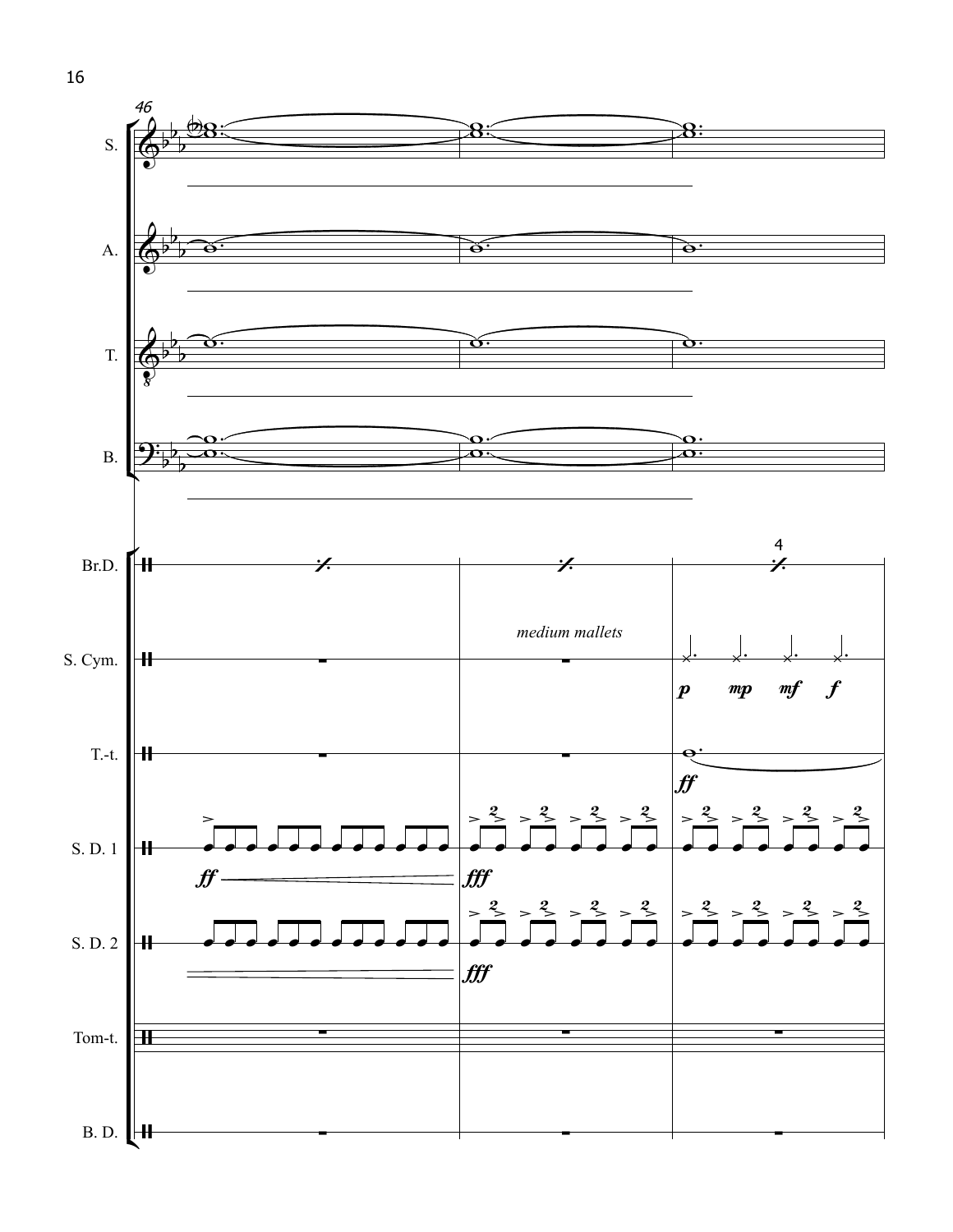46

S.

A.

T.

B.

Br.D.

S. Cym.

*medium mallets*

T.-t.

S. D. 1

S. D. 2

Tom-t.

B. D.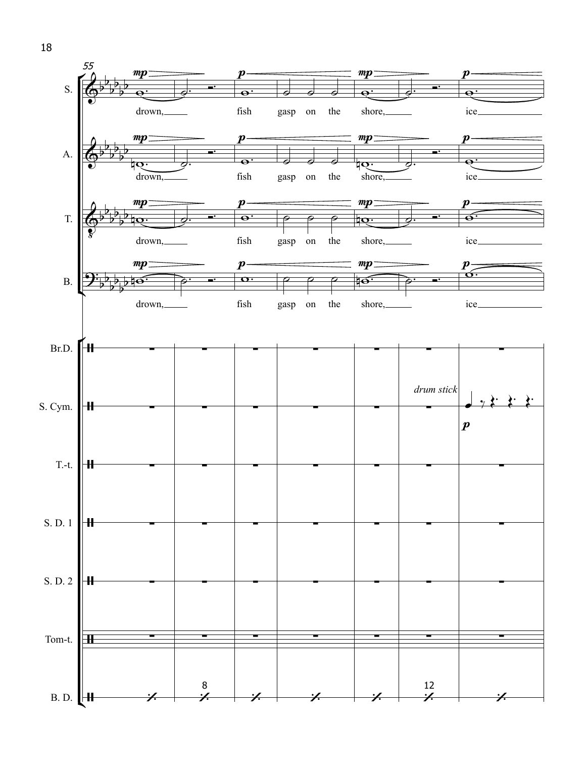drown, fish gasp on the shore, ice

*drum stick*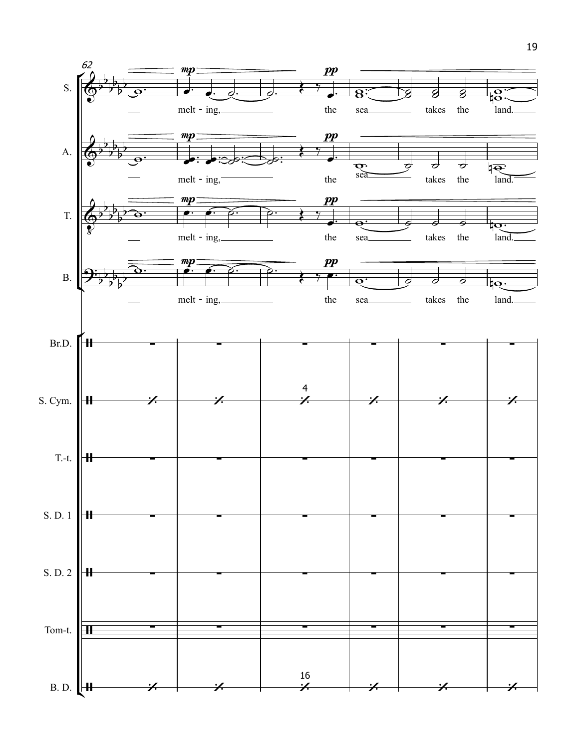62

S. — melt - ing, the sea takes the land.

A. — melt - ing, the sea takes the land.

T. — melt - ing, the sea takes the land.

B. — melt - ing, the sea takes the land.

Br.D.

S. Cym. 4

T.-t.

S. D. 1

S. D. 2

Tom-t.

B. D. 16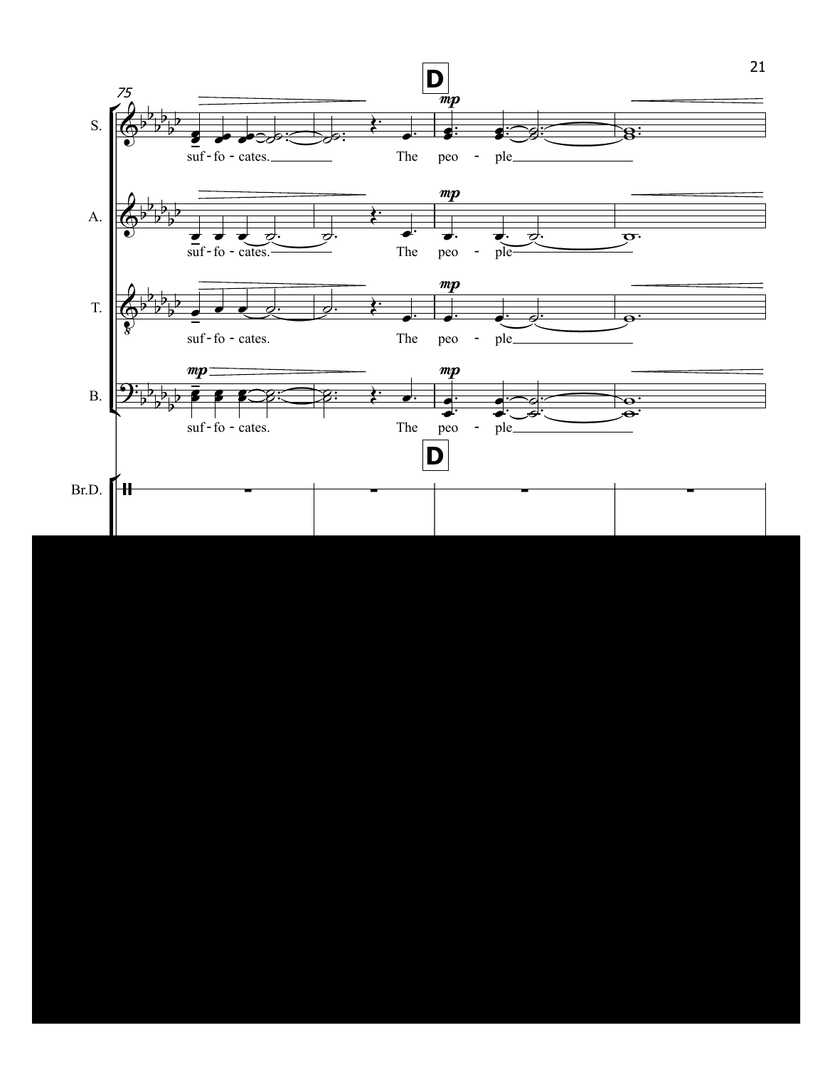75

**D**

S. *mp* suf - fo - cates. The peo - ple

A. *mp* suf - fo - cates. The peo - ple

T. *mp* suf - fo - cates. The peo - ple

B. *mp* *mp* suf - fo - cates. The peo - ple

**D**

Br.D.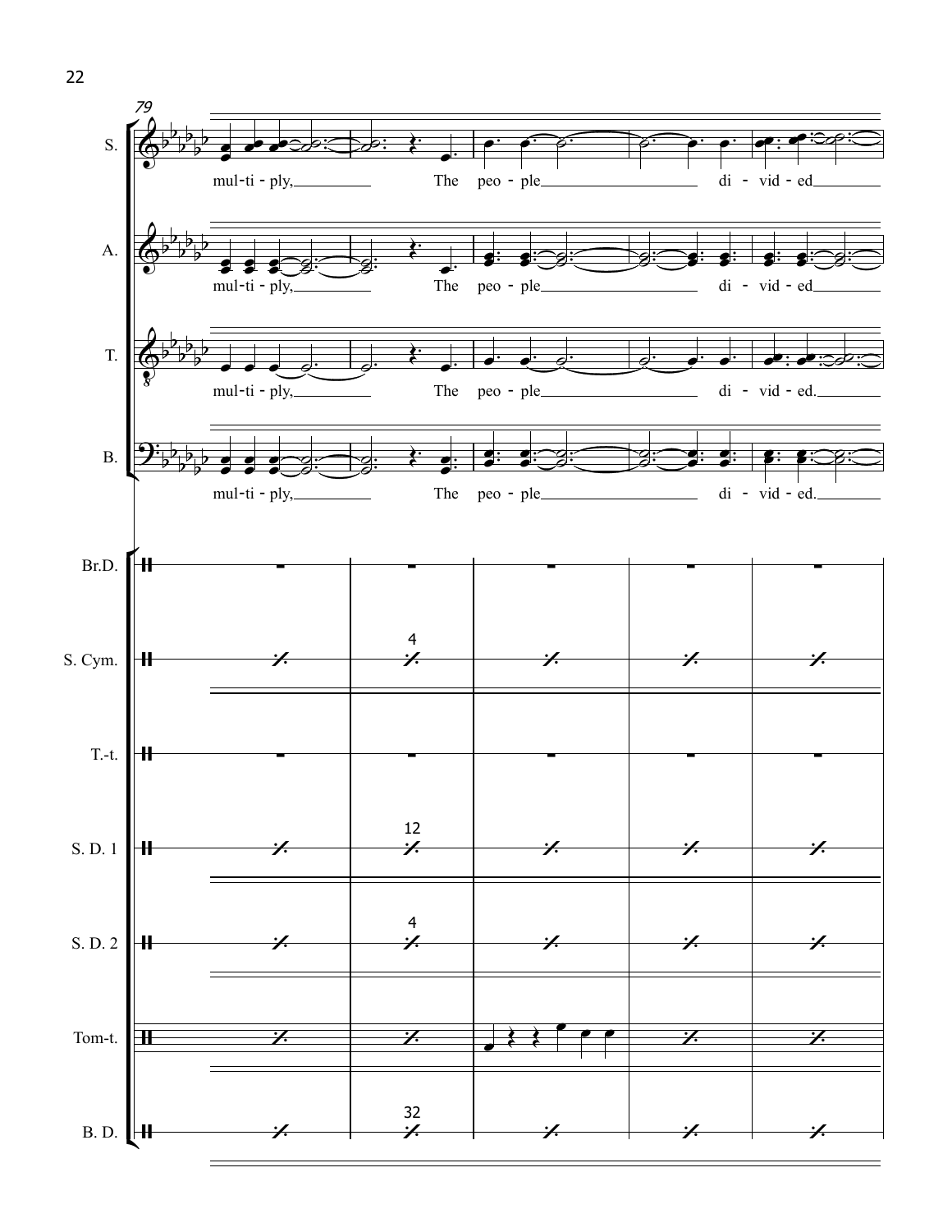79

S. mul-ti-ply, The peo-ple di-vid-ed

A. mul-ti-ply, The peo-ple di-vid-ed

T. mul-ti-ply, The peo-ple di-vid-ed.

B. mul-ti-ply, The peo-ple di-vid-ed.

Br.D.

S. Cym. 4

T.-t.

S. D. 1 12

S. D. 2 4

Tom-t.

B. D. 32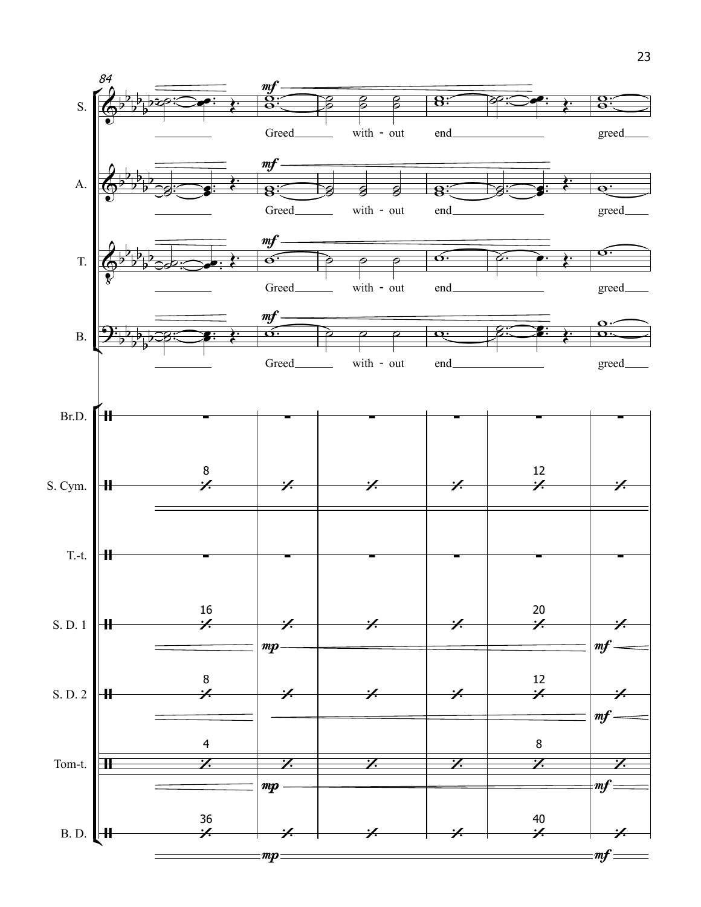84

S. — Greed with - out end greed

A. — Greed with - out end greed

T. — Greed with - out end greed

B. — Greed with - out end greed

Br.D.

S. Cym. 8 12

T.-t.

S. D. 1 16 20

S. D. 2 8 12

Tom-t. 4 8

B. D. 36 40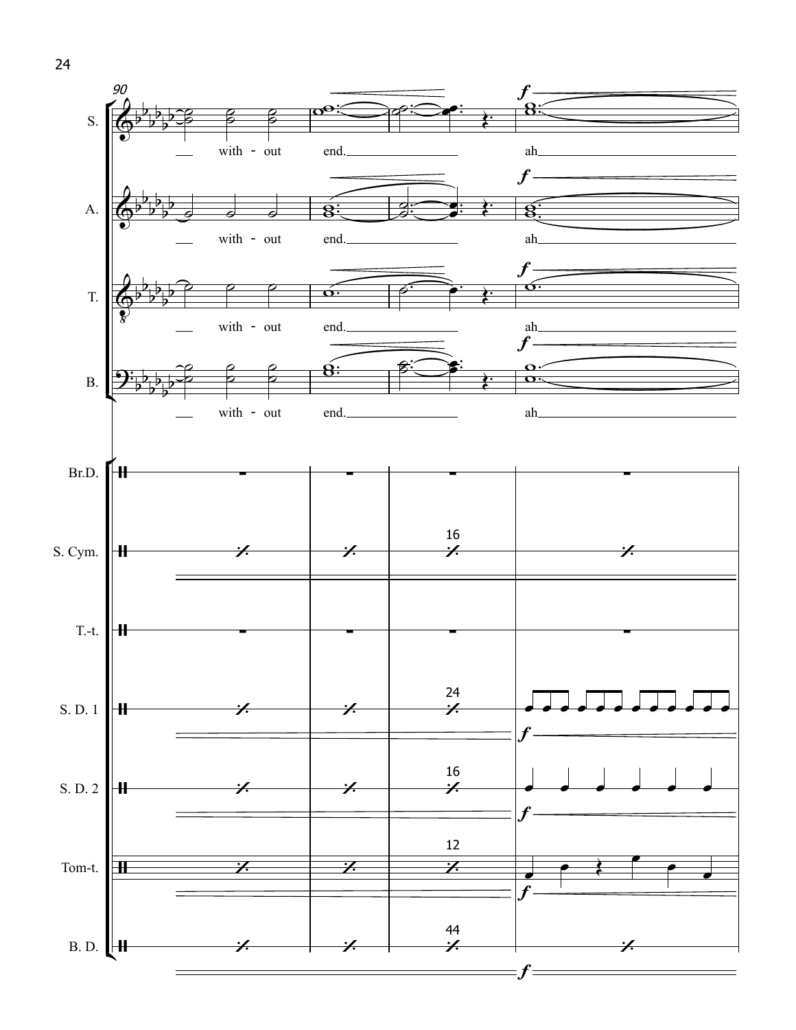90

S. — with - out end. ah

A. — with - out end. ah

T. — with - out end. ah

B. — with - out end. ah

Br.D.

S. Cym. 16

T.-t.

S. D. 1 24

S. D. 2 16

Tom-t. 12

B. D. 44

*f*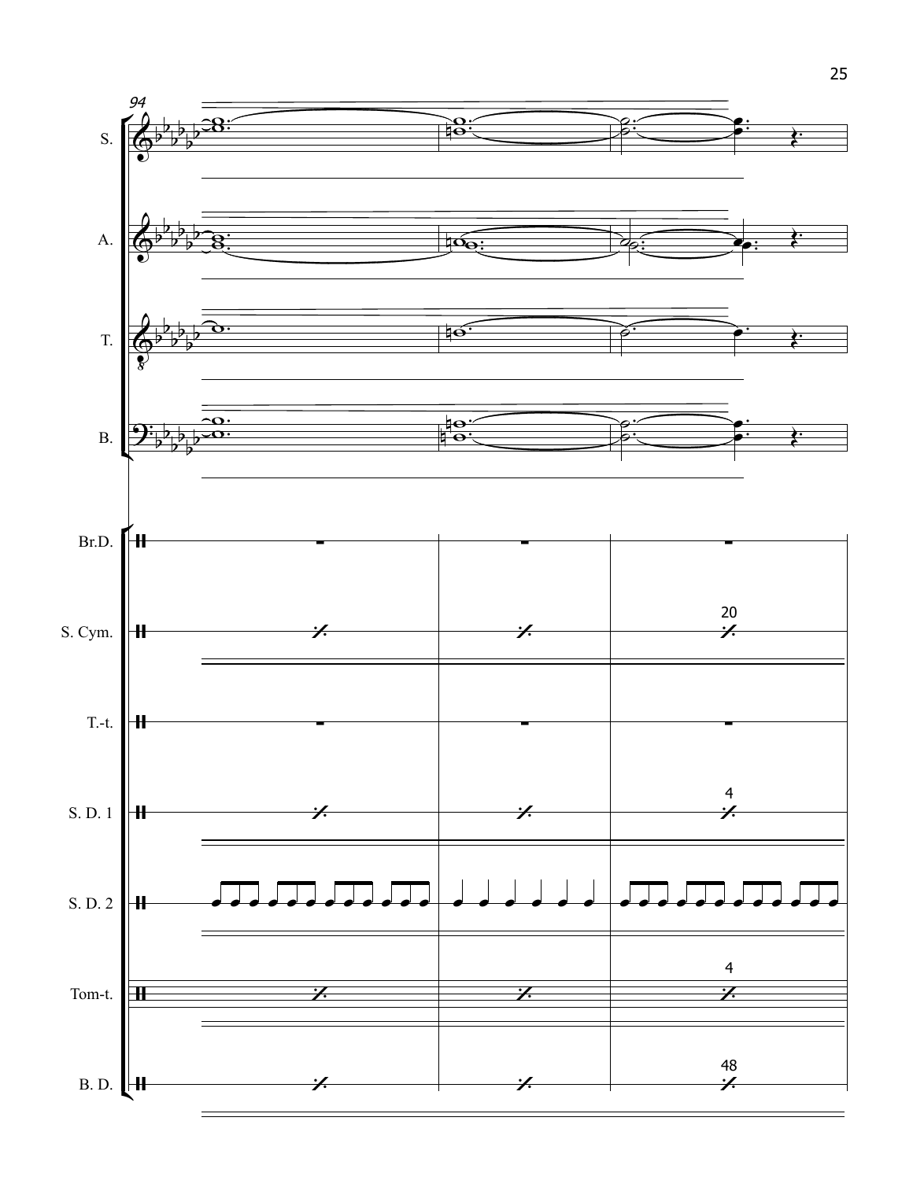94

S.

A.

T.

B.

Br.D.

S. Cym.

20

T.-t.

S. D. 1

4

S. D. 2

Tom-t.

4

B. D.

48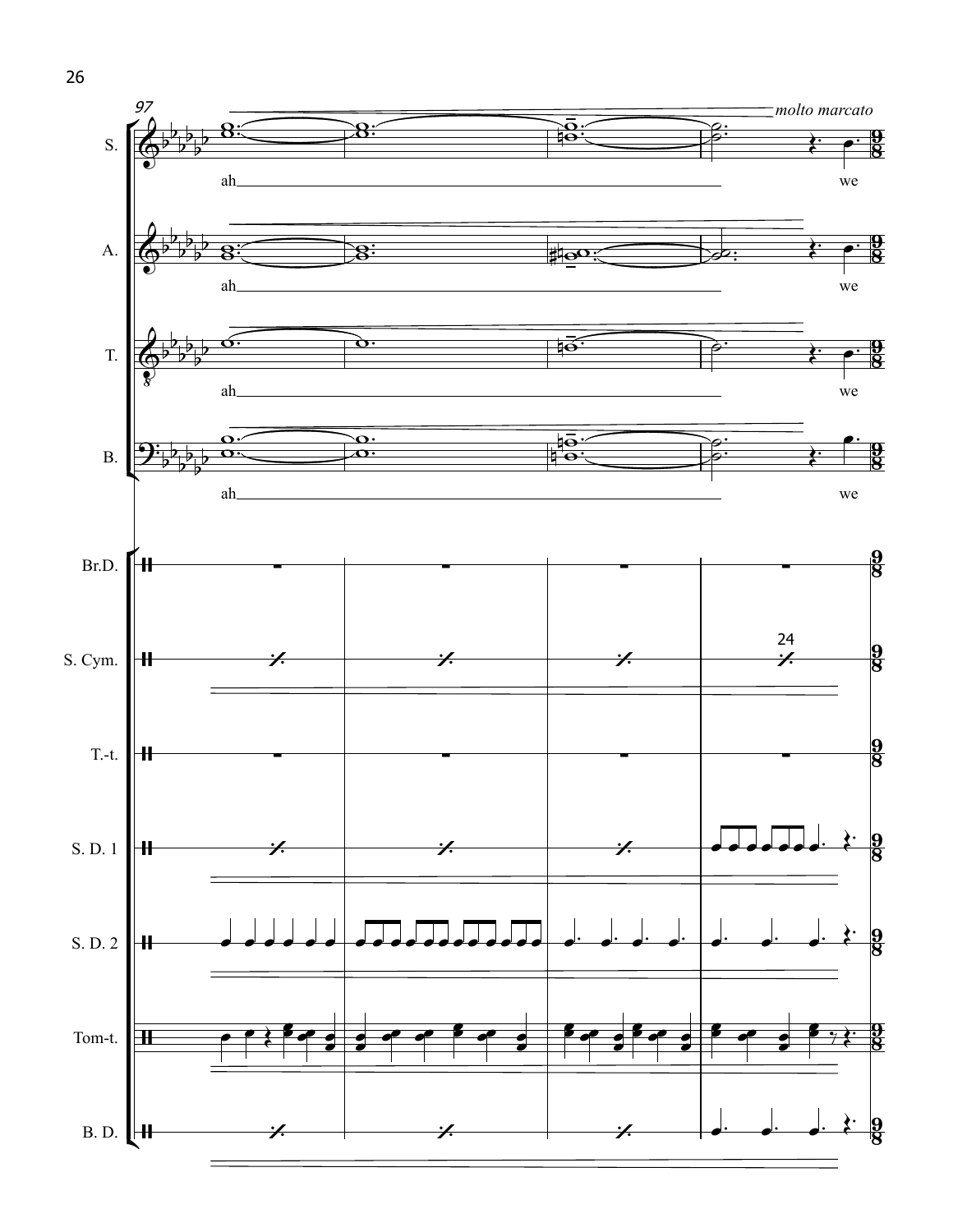97

*molto marcato*

S. ah we

A. ah we

T. ah we

B. ah we

Br.D.

S. Cym. 24

T.-t.

S. D. 1

S. D. 2

Tom-t.

B. D.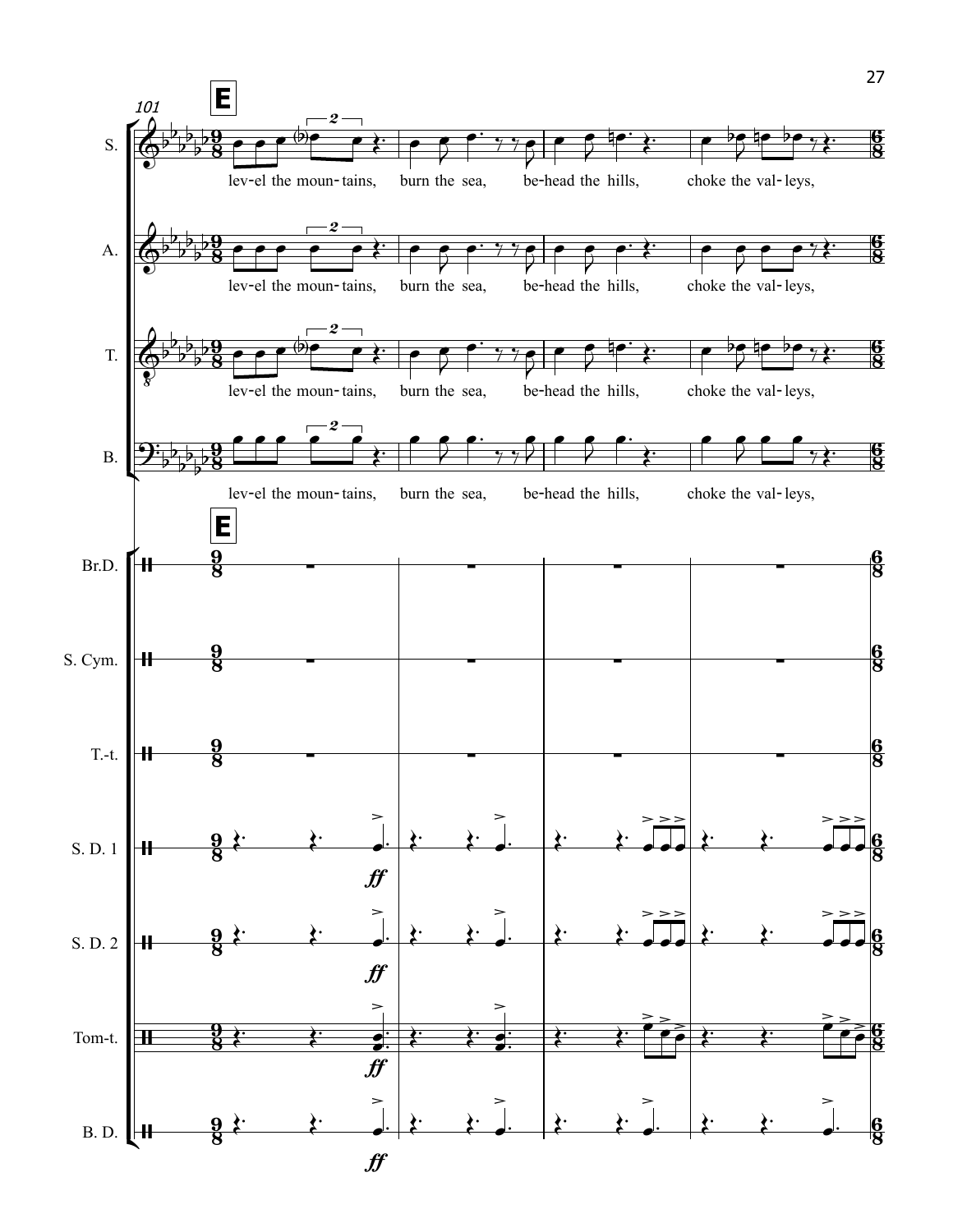101

**E**

S. — lev-el the moun-tains, burn the sea, be-head the hills, choke the val-leys,

A. — lev-el the moun-tains, burn the sea, be-head the hills, choke the val-leys,

T. — lev-el the moun-tains, burn the sea, be-head the hills, choke the val-leys,

B. — lev-el the moun-tains, burn the sea, be-head the hills, choke the val-leys,

**E**

Br.D.

S. Cym.

T.-t.

S. D. 1 — *ff*

S. D. 2 — *ff*

Tom-t. — *ff*

B. D. — *ff*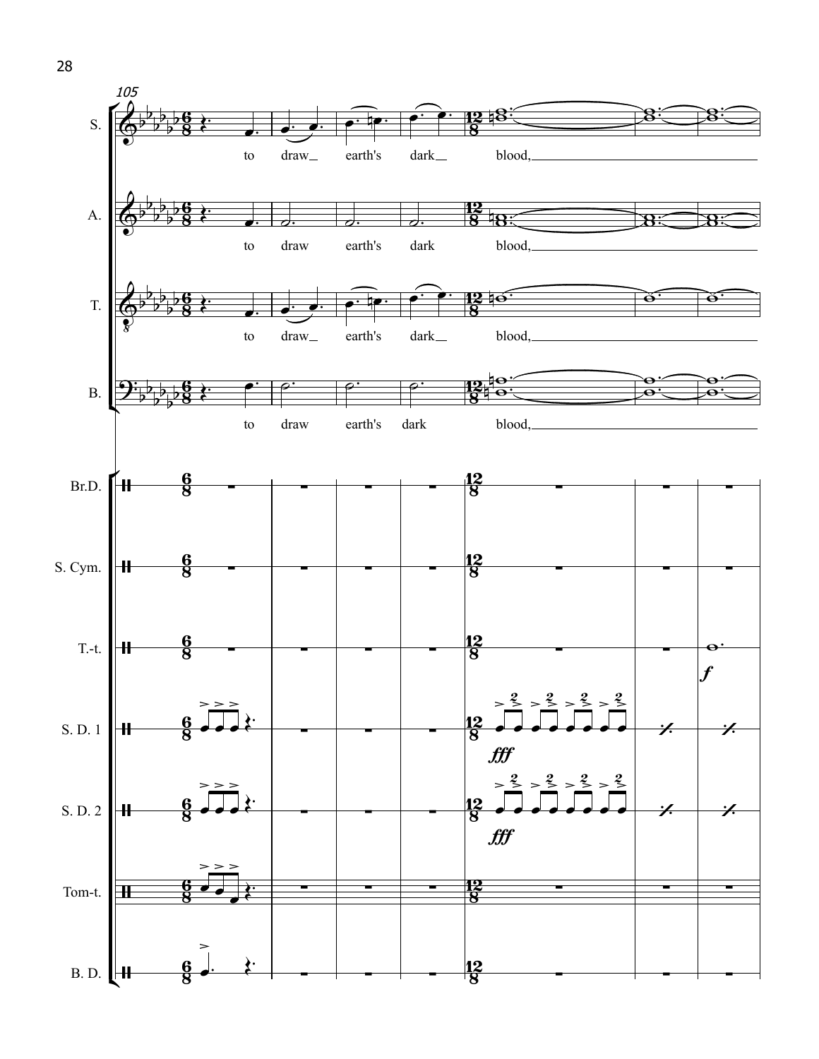105

S. to draw_ earth's dark_ blood,

A. to draw earth's dark blood,

T. to draw_ earth's dark_ blood,

B. to draw earth's dark blood,

Br.D.

S. Cym.

T.-t. *f*

S. D. 1 *fff*

S. D. 2 *fff*

Tom-t.

B. D.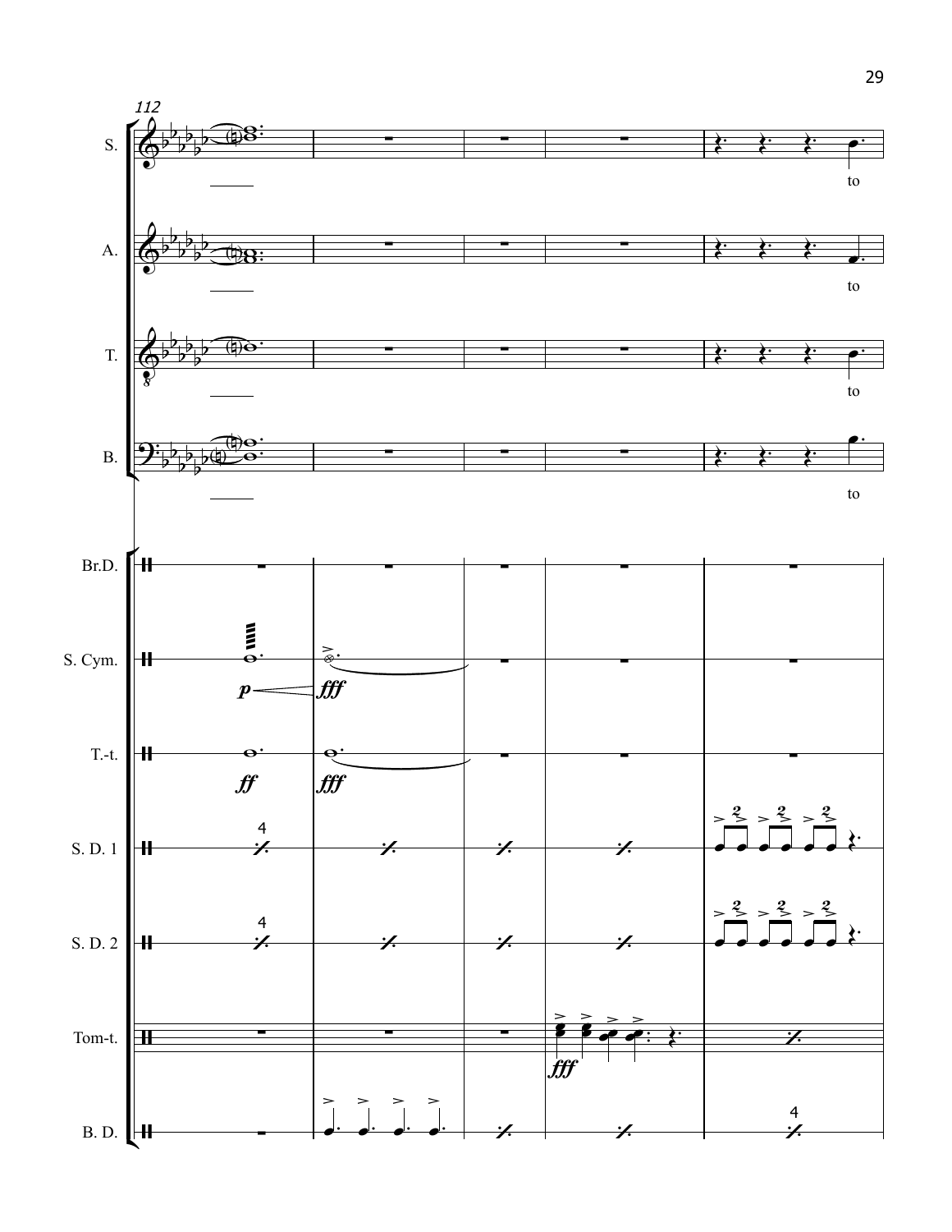112

S.

to

A.

to

T.

to

B.

to

Br.D.

S. Cym.

*p* *fff*

T.-t.

*ff* *fff*

S. D. 1

4

S. D. 2

4

Tom-t.

*fff*

B. D.

4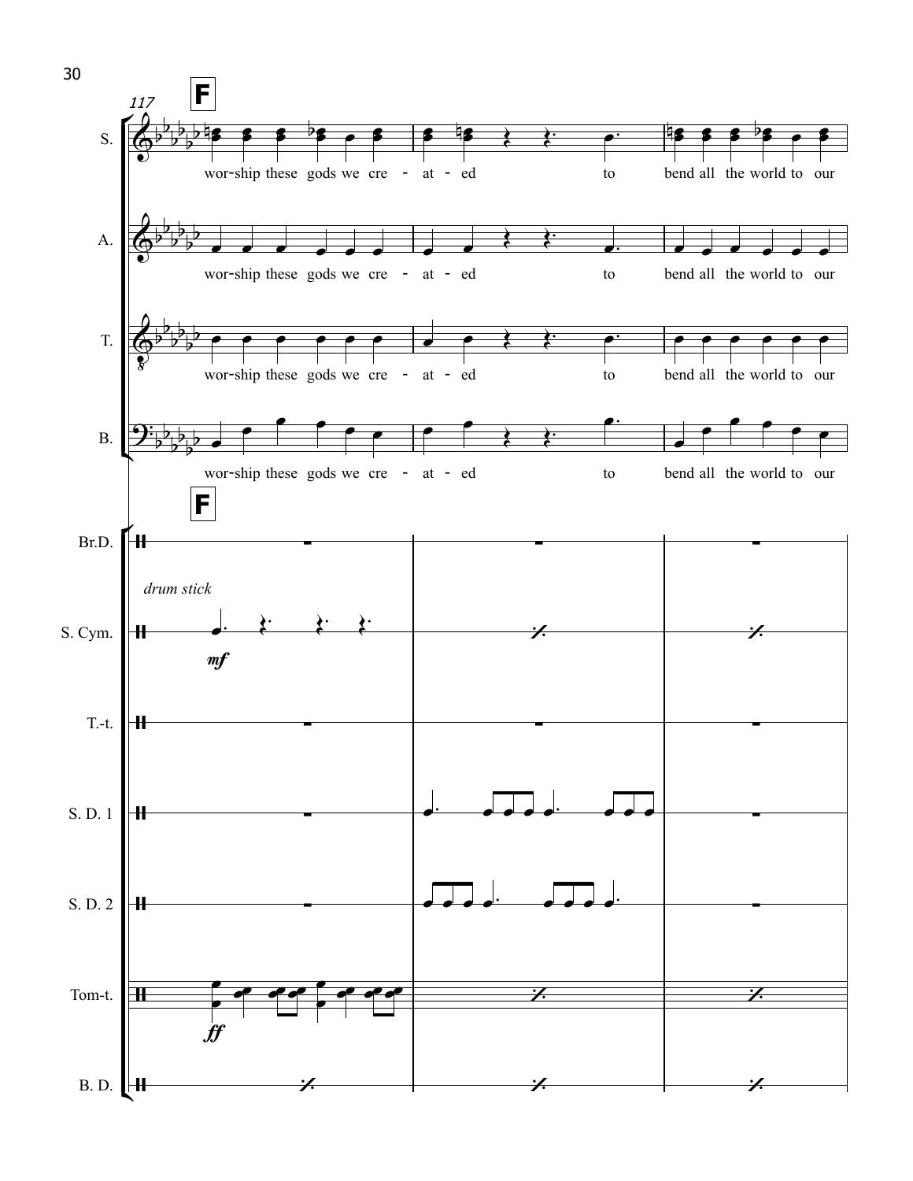117

**F**

S. — wor-ship these gods we cre - at - ed to bend all the world to our

A. — wor-ship these gods we cre - at - ed to bend all the world to our

T. — wor-ship these gods we cre - at - ed to bend all the world to our

B. — wor-ship these gods we cre - at - ed to bend all the world to our

**F**

Br.D.

S. Cym. — *drum stick* *mf*

T.-t.

S. D. 1

S. D. 2

Tom-t. — *ff*

B. D.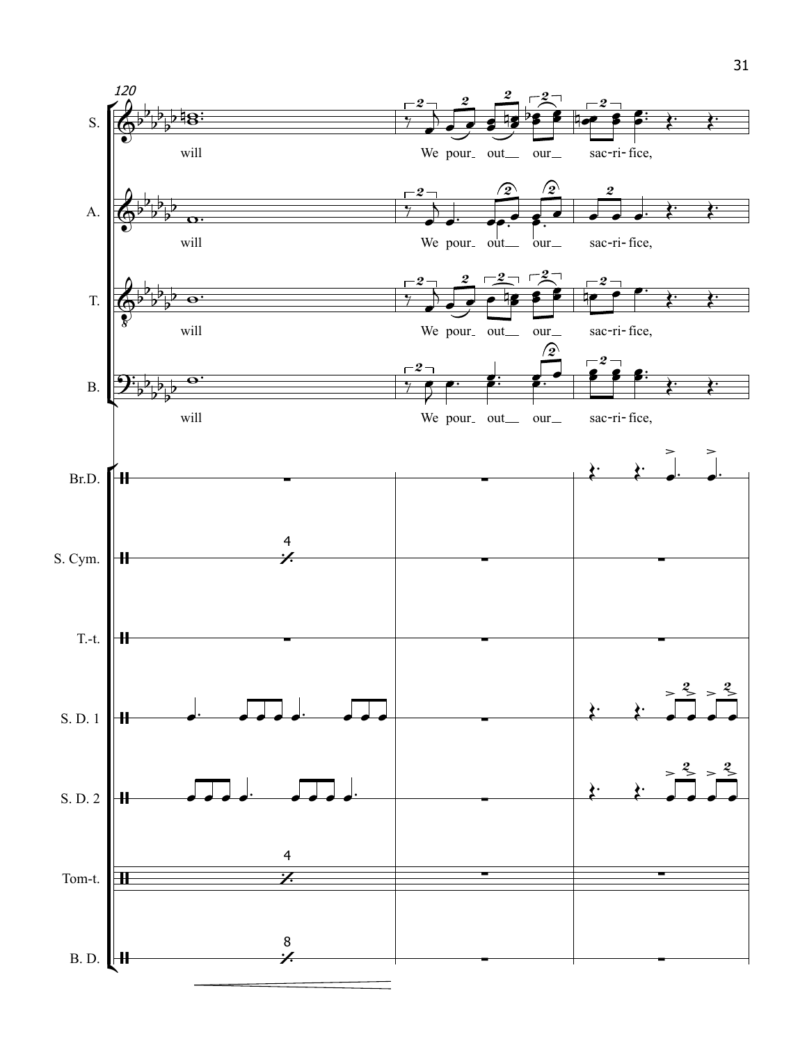120

S. will We pour out our sac-ri-fice,

A. will We pour out our sac-ri-fice,

T. will We pour out our sac-ri-fice,

B. will We pour out our sac-ri-fice,

Br.D.

S. Cym.

T.-t.

S. D. 1

S. D. 2

Tom-t.

B. D.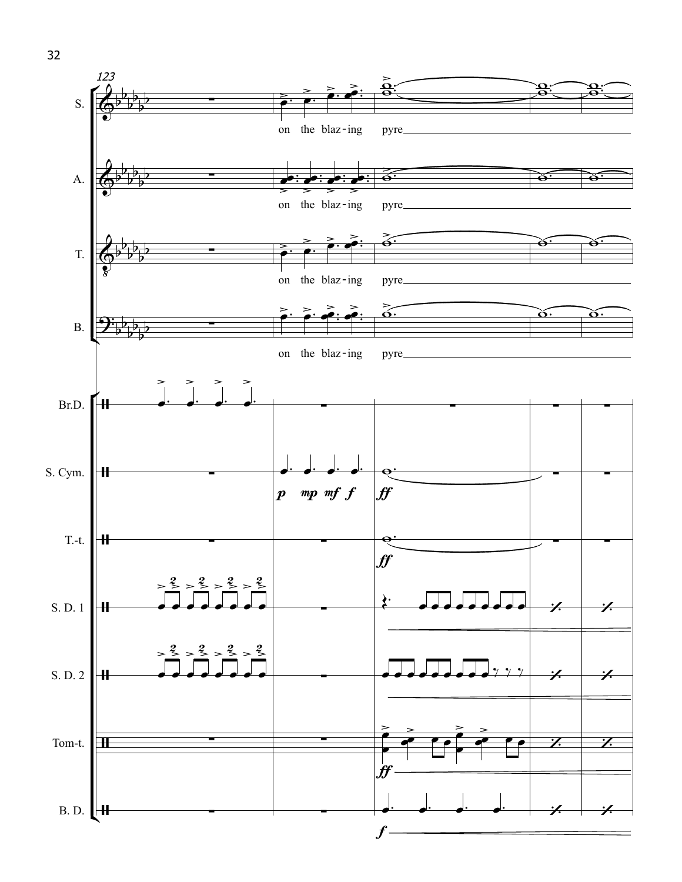123

S. on the blaz-ing pyre

A. on the blaz-ing pyre

T. on the blaz-ing pyre

B. on the blaz-ing pyre

Br.D.

S. Cym. *p* *mp* *mf* *f* *ff*

T.-t. *ff*

S. D. 1

S. D. 2

Tom-t. *ff*

B. D. *f*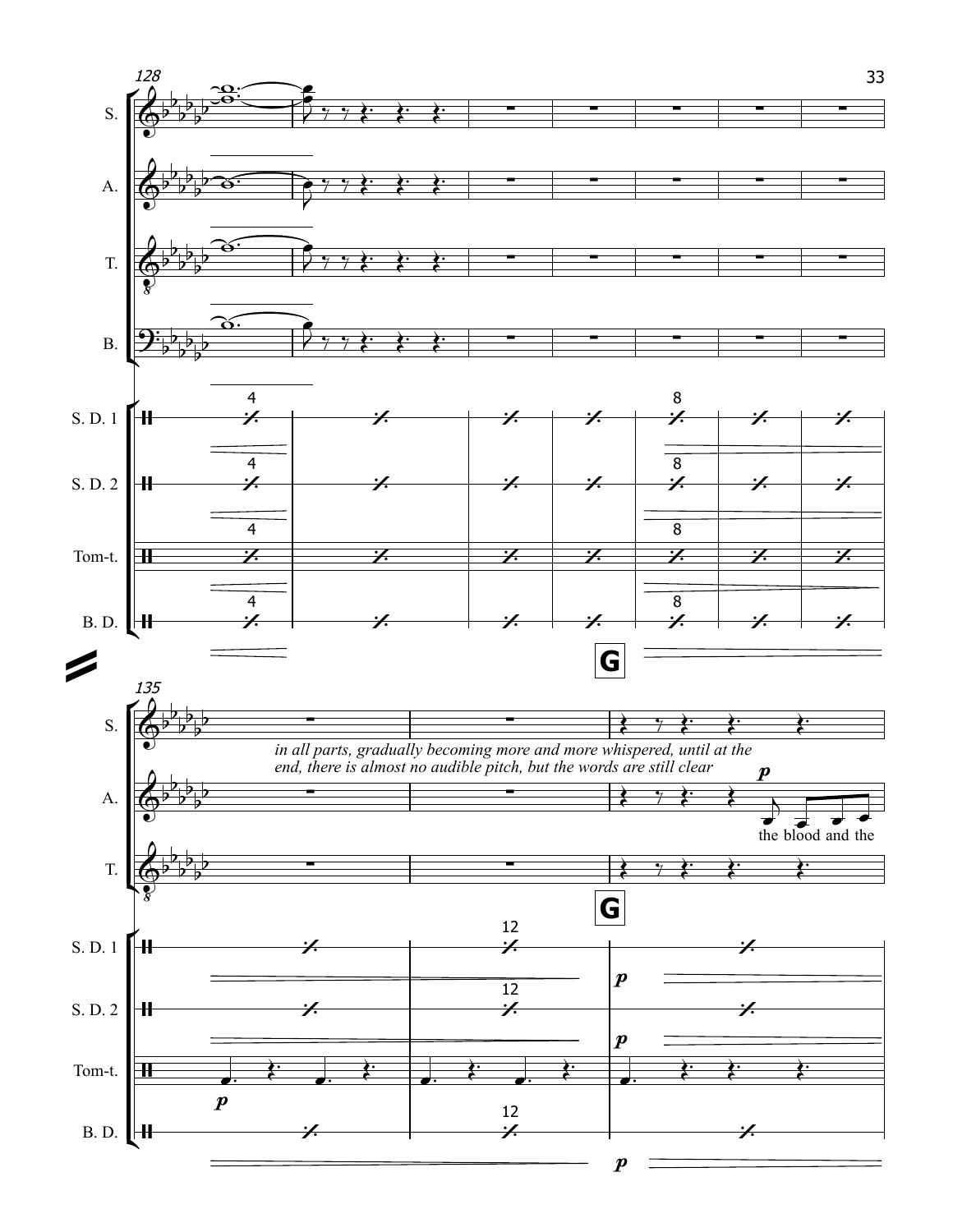in all parts, gradually becoming more and more whispered, until at the end, there is almost no audible pitch, but the words are still clear

the blood and the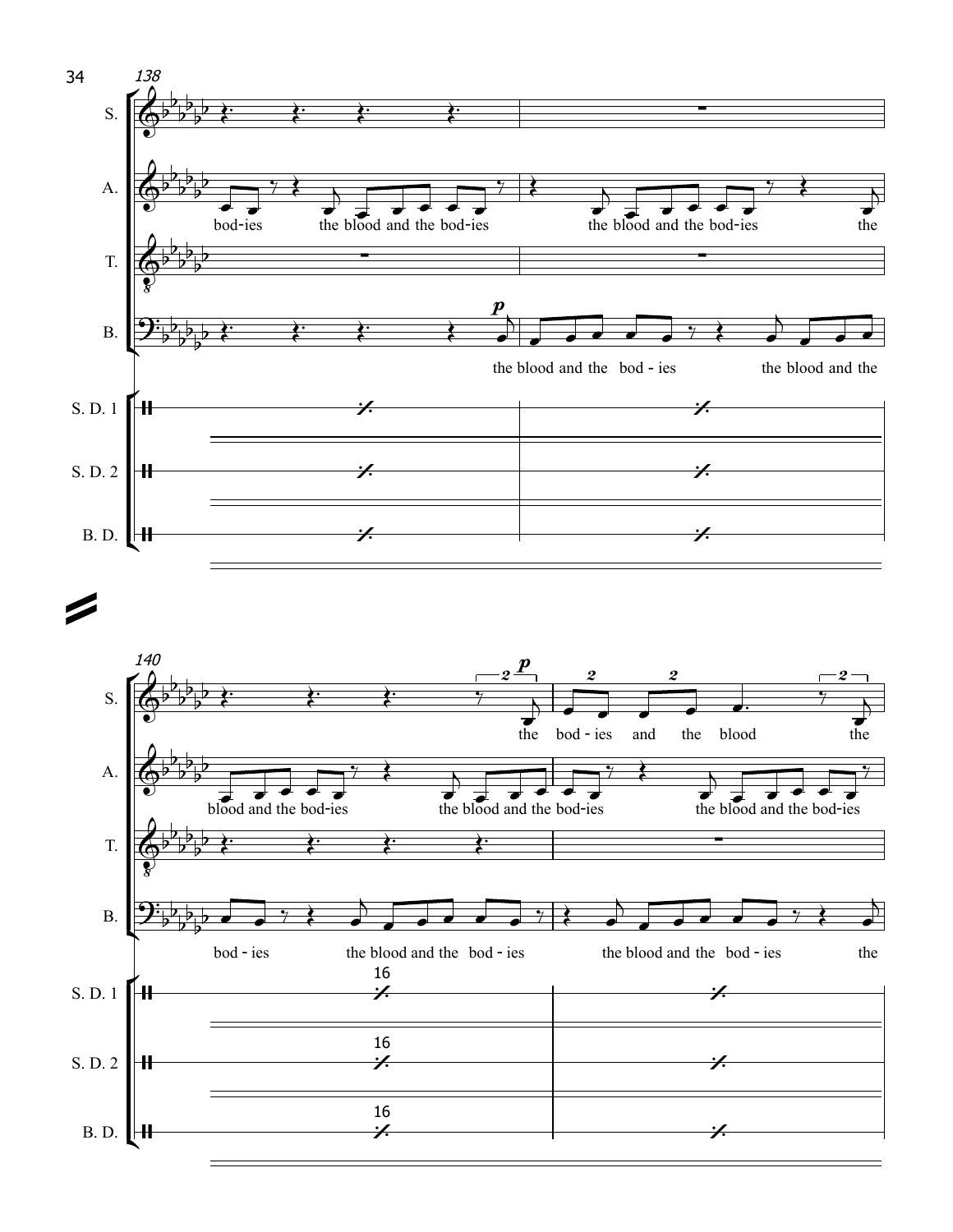138

S.

A. bod-ies the blood and the bod-ies the blood and the bod-ies the

T.

B. *p* the blood and the bod - ies the blood and the

S. D. 1

S. D. 2

B. D.

140

S. *p* the bod - ies and the blood the

A. blood and the bod-ies the blood and the bod-ies the blood and the bod-ies

T.

B. bod - ies the blood and the bod - ies the blood and the bod - ies the

S. D. 1 16

S. D. 2 16

B. D. 16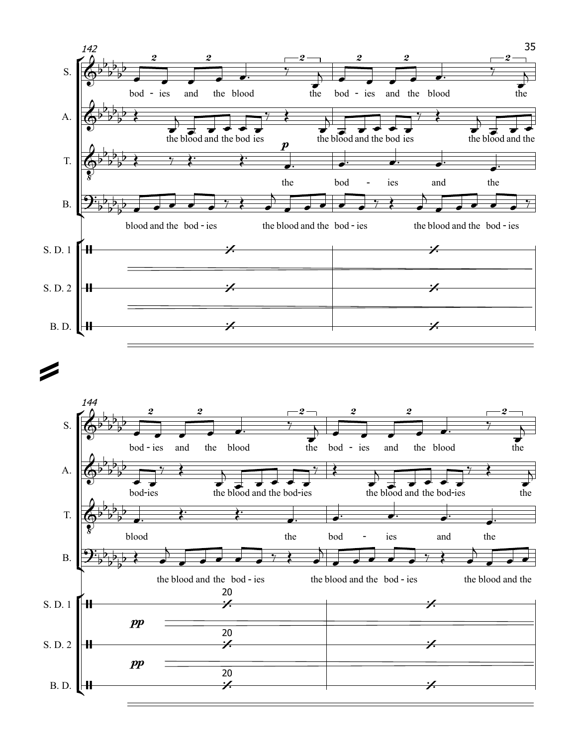142

S. bod - ies and the blood the bod - ies and the blood the

A. the blood and the bod ies the blood and the bod ies the blood and the

T. *p* the bod - ies and the

B. blood and the bod - ies the blood and the bod - ies the blood and the bod - ies

S. D. 1

S. D. 2

B. D.

144

S. bod - ies and the blood the bod - ies and the blood the

A. bod-ies the blood and the bod-ies the blood and the bod-ies the

T. blood the bod - ies and the

B. the blood and the bod - ies the blood and the bod - ies the blood and the

S. D. 1 20 *pp*

S. D. 2 20 *pp*

B. D. 20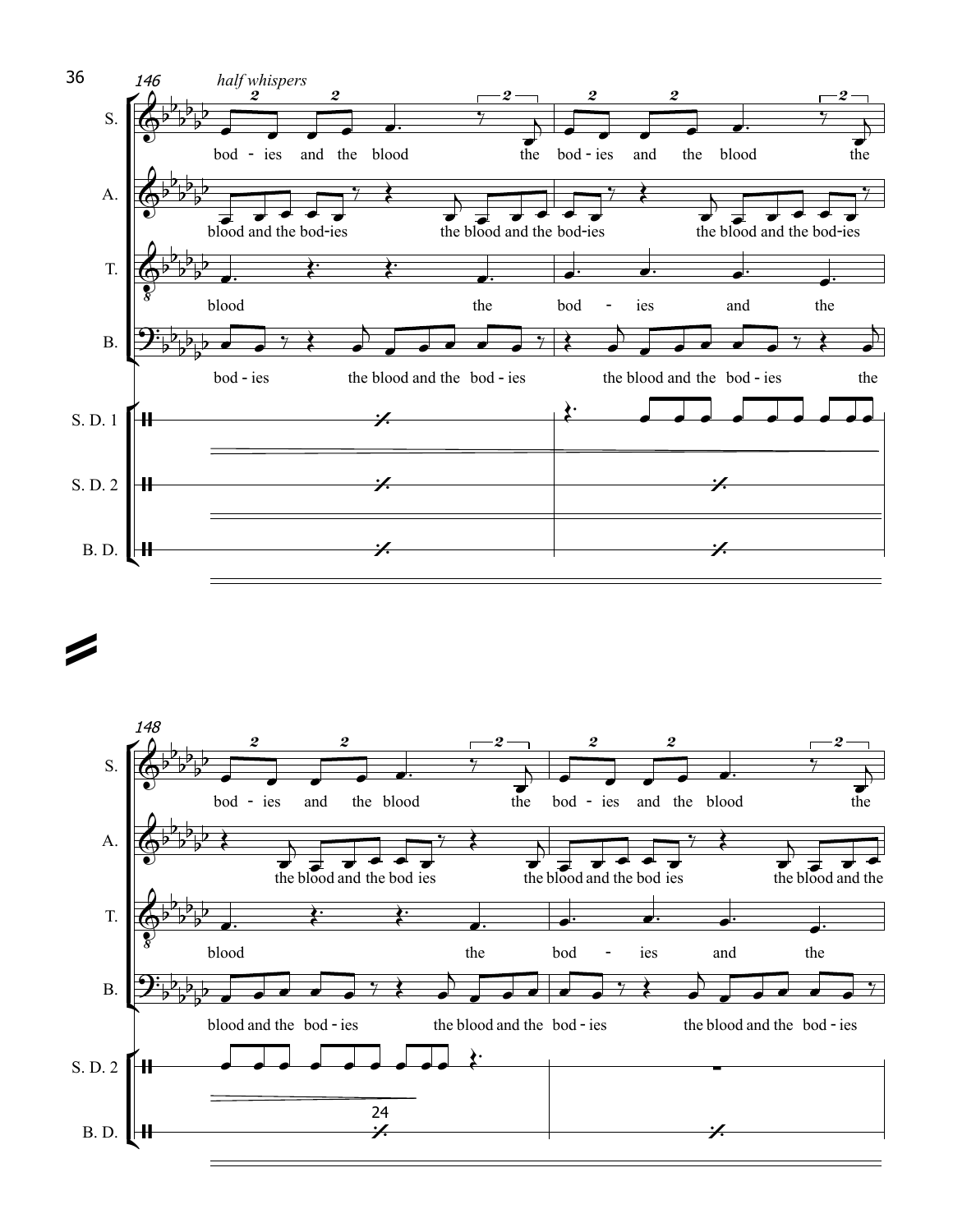146

*half whispers*

S.: bod - ies and the blood the bod - ies and the blood the

A.: blood and the bod-ies the blood and the bod-ies the blood and the bod-ies

T.: blood the bod - ies and the

B.: bod - ies the blood and the bod - ies the blood and the bod - ies the

S. D. 1

S. D. 2

B. D.

148

S.: bod - ies and the blood the bod - ies and the blood the

A.: the blood and the bod ies the blood and the bod ies the blood and the

T.: blood the bod - ies and the

B.: blood and the bod - ies the blood and the bod - ies the blood and the bod - ies

S. D. 2

B. D. 24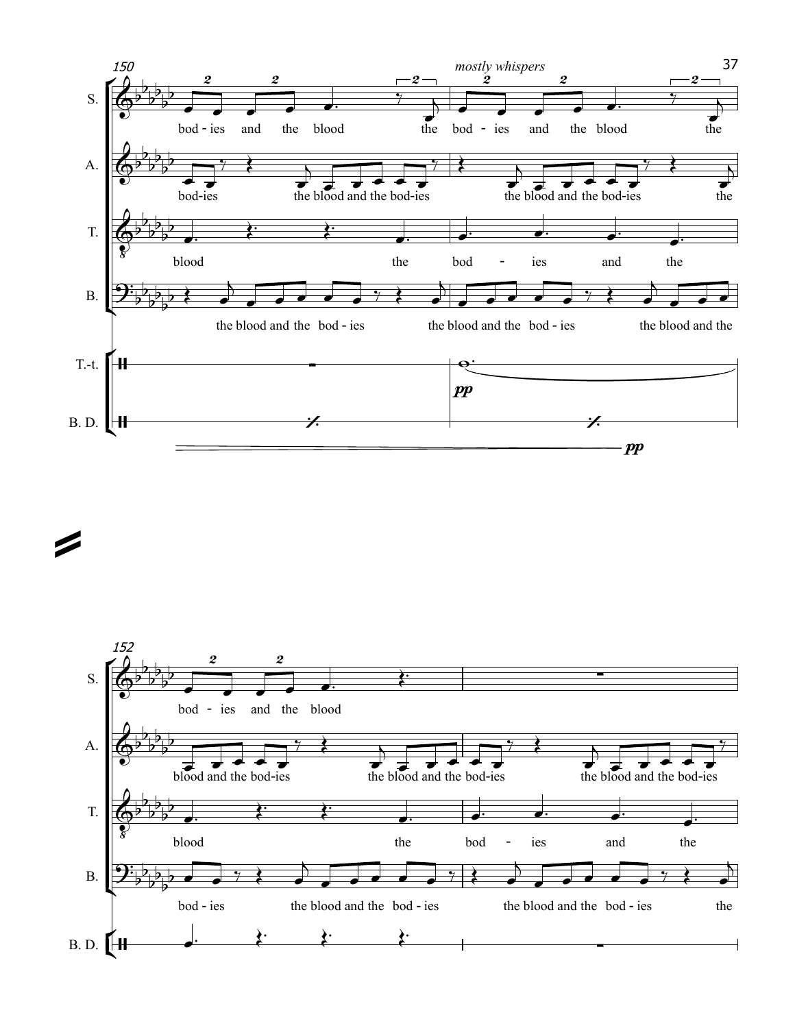150 *mostly whispers*

S. bod - ies and the blood the bod - ies and the blood the

A. bod-ies the blood and the bod-ies the blood and the bod-ies the

T. blood the bod - ies and the

B. the blood and the bod - ies the blood and the bod - ies the blood and the

T.-t. *pp*

B. D. *pp*

152

S. bod - ies and the blood

A. blood and the bod-ies the blood and the bod-ies the blood and the bod-ies

T. blood the bod - ies and the

B. bod - ies the blood and the bod - ies the blood and the bod - ies the

B. D.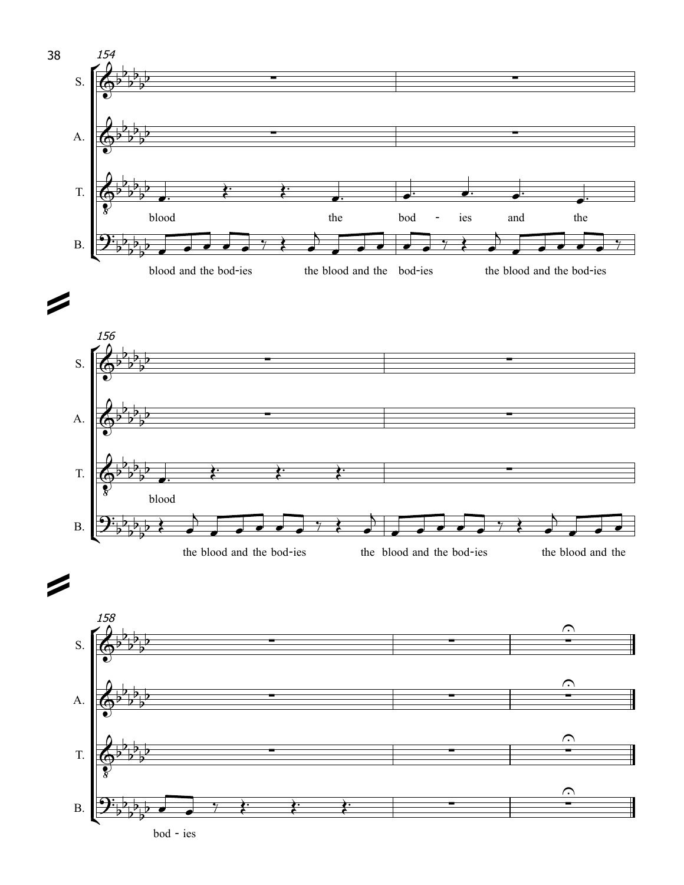154

S.

A.

T. blood the bod - ies and the

B. blood and the bod-ies the blood and the bod-ies the blood and the bod-ies

156

S.

A.

T. blood

B. the blood and the bod-ies the blood and the bod-ies the blood and the

158

S.

A.

T.

B. bod - ies